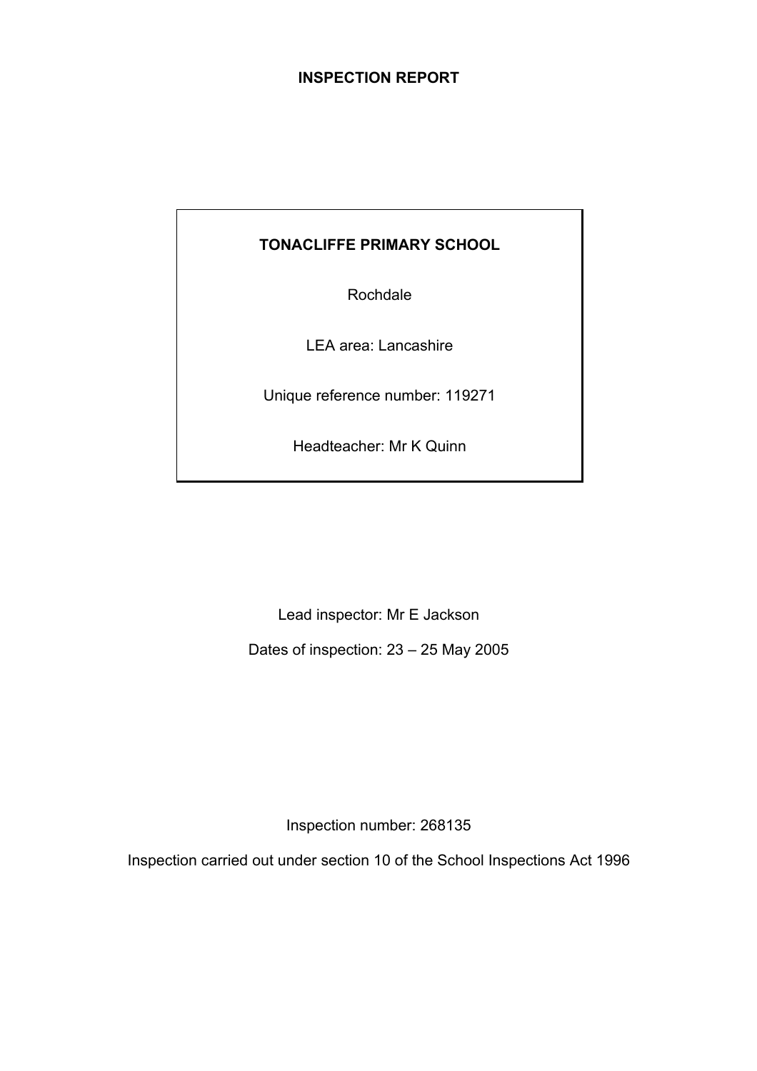# INSPECTION REPORT

**TONACLIFFE PRIMARY SCHOOL**

Rochdale

LEA area: Lancashire

Unique reference number: 119271

Headteacher: Mr K Quinn

Lead inspector: Mr E Jackson

Dates of inspection: 23 – 25 May 2005

Inspection number: 268135

Inspection carried out under section 10 of the School Inspections Act 1996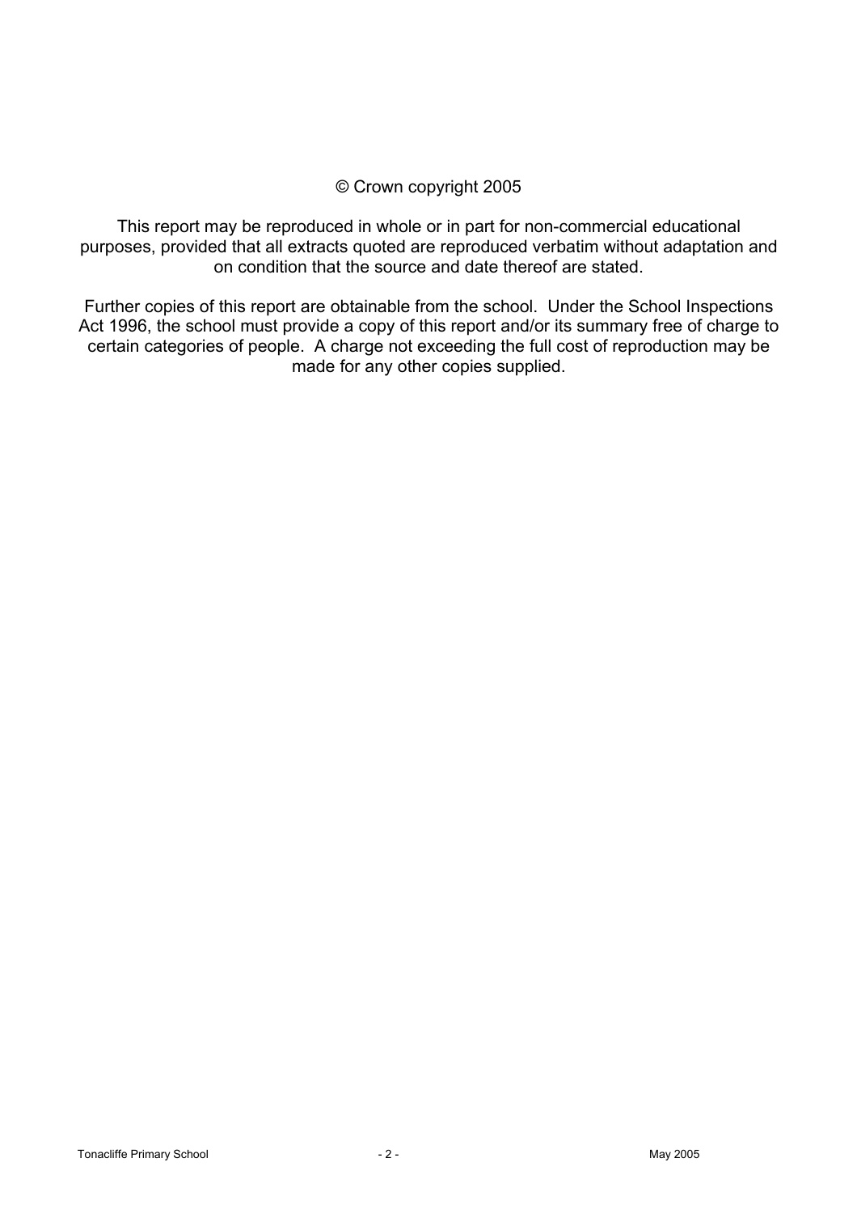© Crown copyright 2005

This report may be reproduced in whole or in part for non-commercial educational purposes, provided that all extracts quoted are reproduced verbatim without adaptation and on condition that the source and date thereof are stated.

Further copies of this report are obtainable from the school. Under the School Inspections Act 1996, the school must provide a copy of this report and/or its summary free of charge to certain categories of people. A charge not exceeding the full cost of reproduction may be made for any other copies supplied.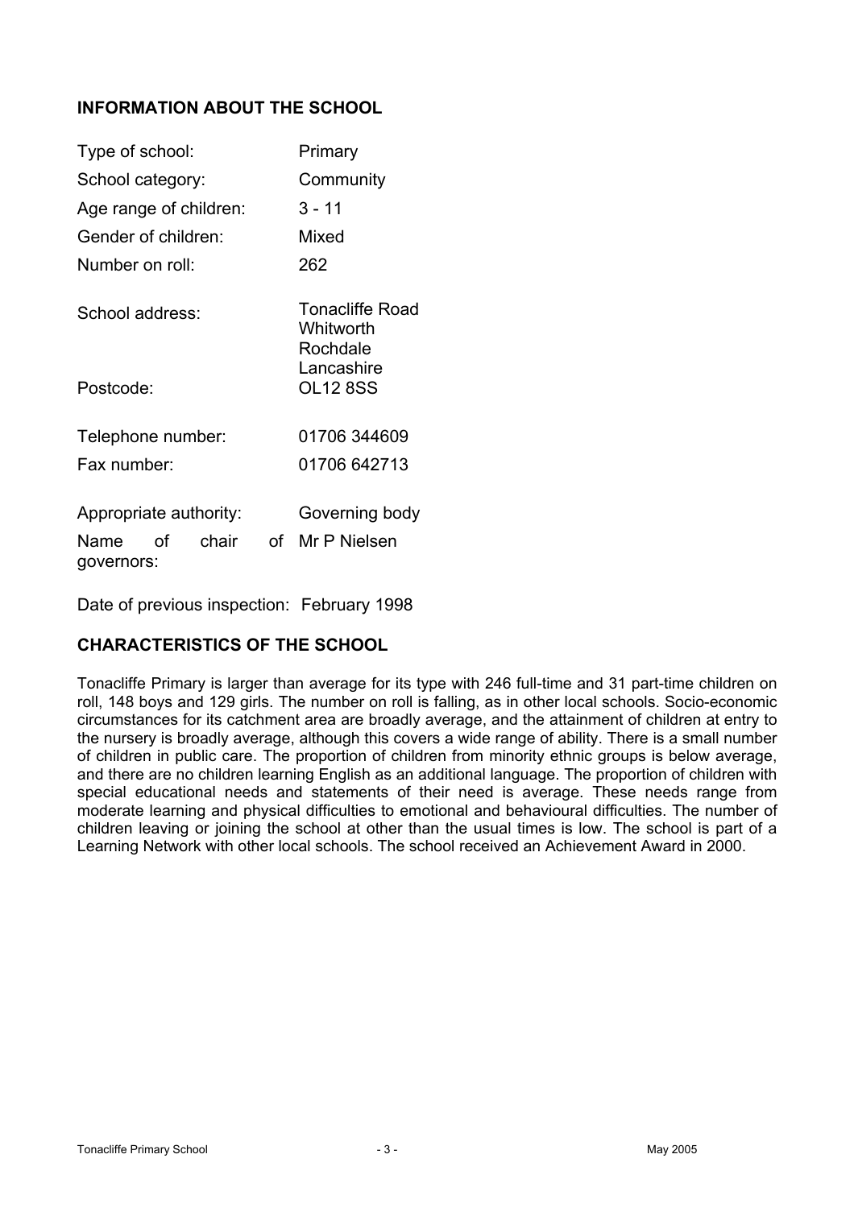## INFORMATION ABOUT THE SCHOOL

| | |
|---|---|
| Type of school: | Primary |
| School category: | Community |
| Age range of children: | 3 - 11 |
| Gender of children: | Mixed |
| Number on roll: | 262 |
| School address: | Tonacliffe Road<br>Whitworth<br>Rochdale<br>Lancashire |
| Postcode: | OL12 8SS |
| Telephone number: | 01706 344609 |
| Fax number: | 01706 642713 |
| Appropriate authority: | Governing body |
| Name of chair of governors: | Mr P Nielsen |

Date of previous inspection: February 1998

## CHARACTERISTICS OF THE SCHOOL

Tonacliffe Primary is larger than average for its type with 246 full-time and 31 part-time children on roll, 148 boys and 129 girls. The number on roll is falling, as in other local schools. Socio-economic circumstances for its catchment area are broadly average, and the attainment of children at entry to the nursery is broadly average, although this covers a wide range of ability. There is a small number of children in public care. The proportion of children from minority ethnic groups is below average, and there are no children learning English as an additional language. The proportion of children with special educational needs and statements of their need is average. These needs range from moderate learning and physical difficulties to emotional and behavioural difficulties. The number of children leaving or joining the school at other than the usual times is low. The school is part of a Learning Network with other local schools. The school received an Achievement Award in 2000.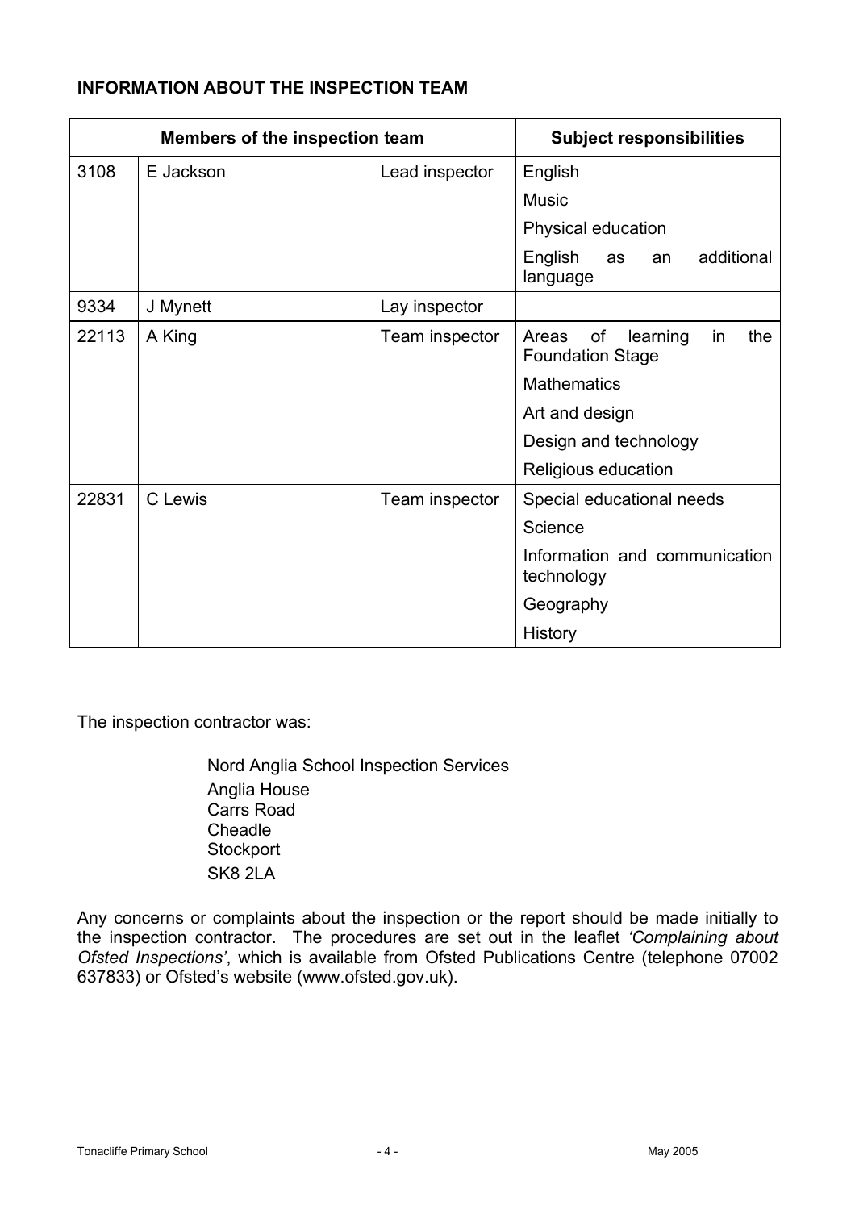**INFORMATION ABOUT THE INSPECTION TEAM**

| Members of the inspection team | | | Subject responsibilities |
|---|---|---|---|
| 3108 | E Jackson | Lead inspector | English<br>Music<br>Physical education<br>English as an additional language |
| 9334 | J Mynett | Lay inspector | |
| 22113 | A King | Team inspector | Areas of learning in the Foundation Stage<br>Mathematics<br>Art and design<br>Design and technology<br>Religious education |
| 22831 | C Lewis | Team inspector | Special educational needs<br>Science<br>Information and communication technology<br>Geography<br>History |

The inspection contractor was:

Nord Anglia School Inspection Services
Anglia House
Carrs Road
Cheadle
Stockport
SK8 2LA

Any concerns or complaints about the inspection or the report should be made initially to the inspection contractor. The procedures are set out in the leaflet *'Complaining about Ofsted Inspections'*, which is available from Ofsted Publications Centre (telephone 07002 637833) or Ofsted's website (www.ofsted.gov.uk).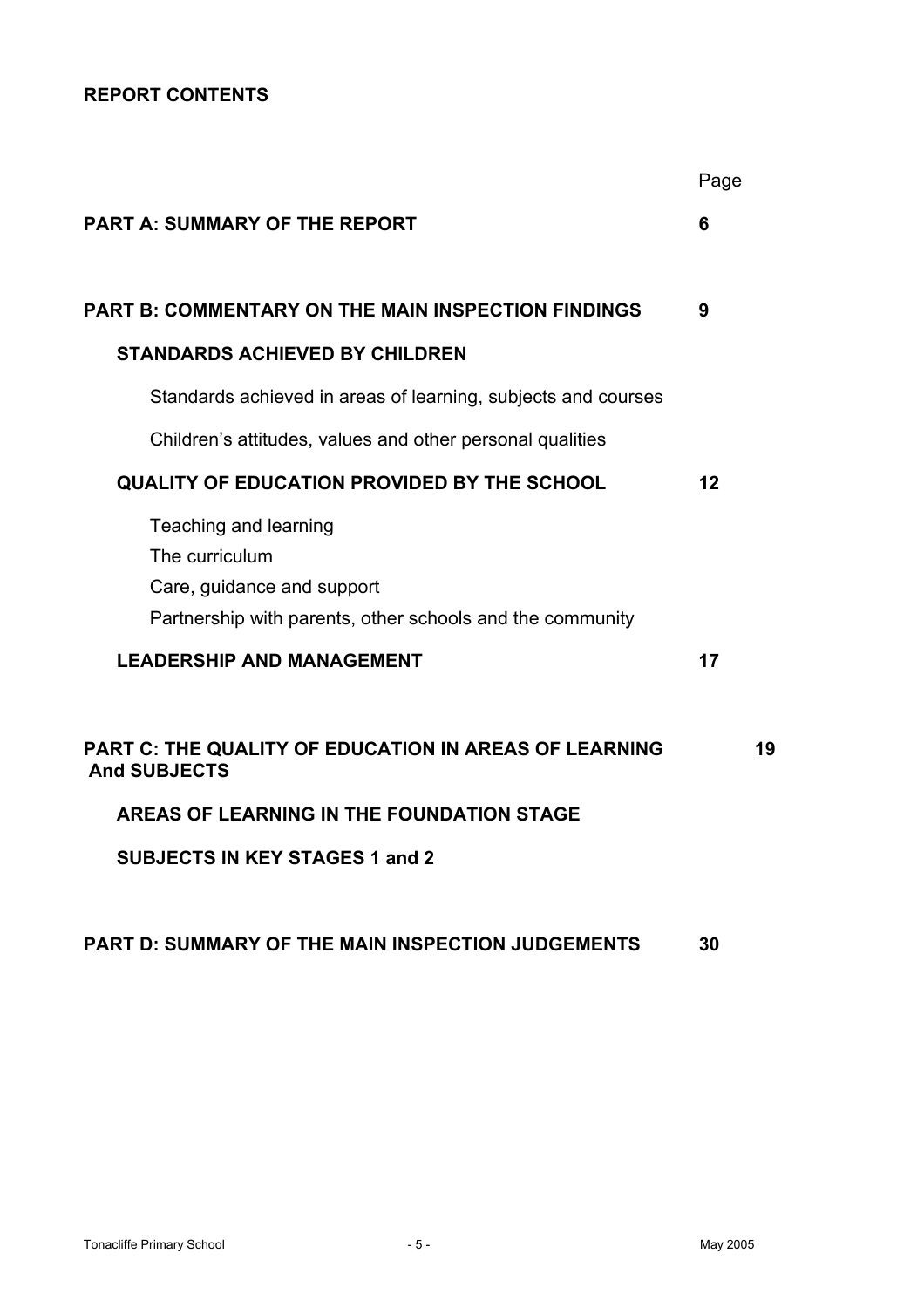## REPORT CONTENTS

| | Page |
|---|---|
| **PART A: SUMMARY OF THE REPORT** | **6** |
| **PART B: COMMENTARY ON THE MAIN INSPECTION FINDINGS** | **9** |
| **STANDARDS ACHIEVED BY CHILDREN** | |
| Standards achieved in areas of learning, subjects and courses | |
| Children's attitudes, values and other personal qualities | |
| **QUALITY OF EDUCATION PROVIDED BY THE SCHOOL** | **12** |
| Teaching and learning | |
| The curriculum | |
| Care, guidance and support | |
| Partnership with parents, other schools and the community | |
| **LEADERSHIP AND MANAGEMENT** | **17** |
| **PART C: THE QUALITY OF EDUCATION IN AREAS OF LEARNING And SUBJECTS** | **19** |
| **AREAS OF LEARNING IN THE FOUNDATION STAGE** | |
| **SUBJECTS IN KEY STAGES 1 and 2** | |
| **PART D: SUMMARY OF THE MAIN INSPECTION JUDGEMENTS** | **30** |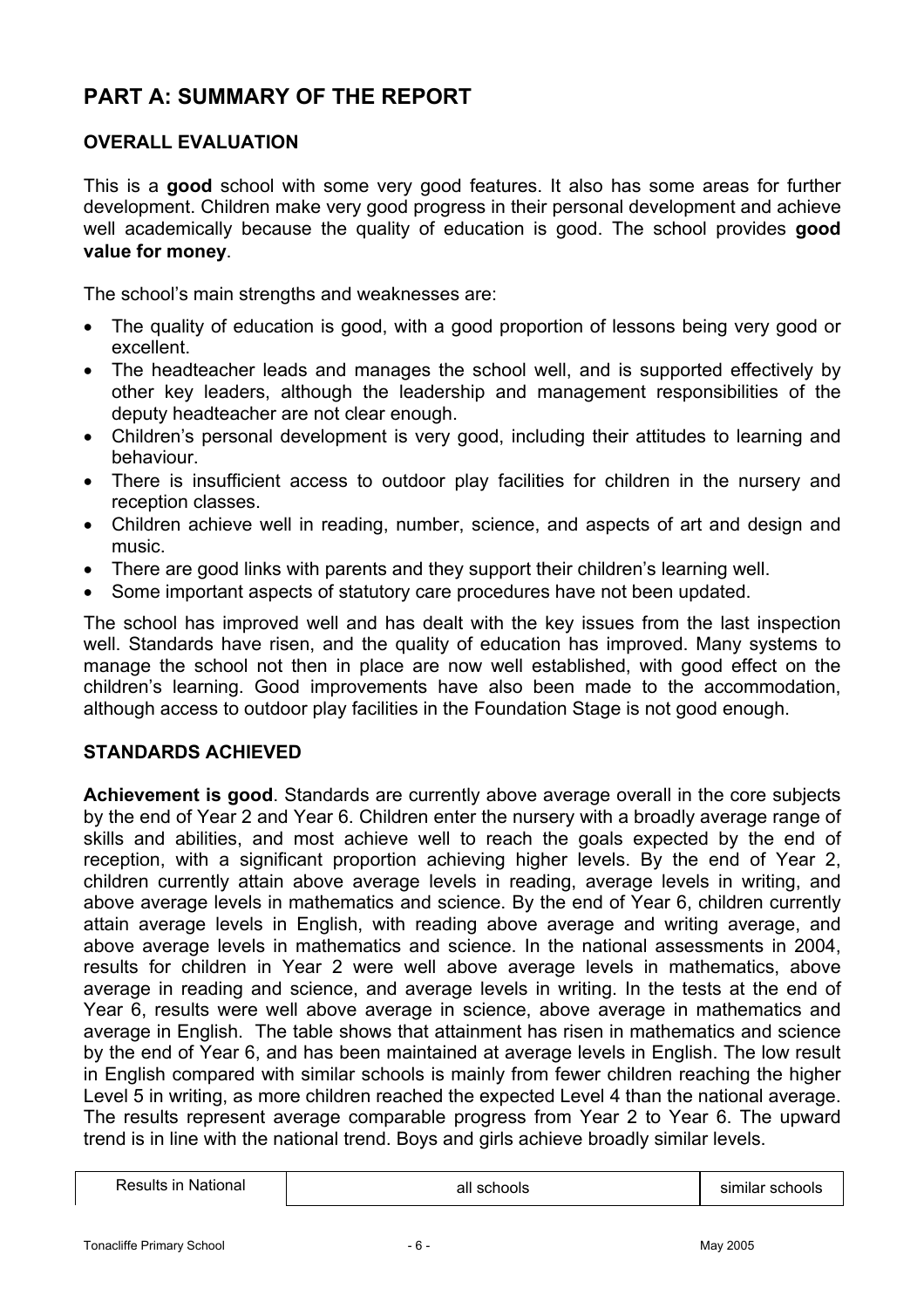# PART A: SUMMARY OF THE REPORT

## OVERALL EVALUATION

This is a **good** school with some very good features. It also has some areas for further development. Children make very good progress in their personal development and achieve well academically because the quality of education is good. The school provides **good value for money**.

The school's main strengths and weaknesses are:

- The quality of education is good, with a good proportion of lessons being very good or excellent.
- The headteacher leads and manages the school well, and is supported effectively by other key leaders, although the leadership and management responsibilities of the deputy headteacher are not clear enough.
- Children's personal development is very good, including their attitudes to learning and behaviour.
- There is insufficient access to outdoor play facilities for children in the nursery and reception classes.
- Children achieve well in reading, number, science, and aspects of art and design and music.
- There are good links with parents and they support their children's learning well.
- Some important aspects of statutory care procedures have not been updated.

The school has improved well and has dealt with the key issues from the last inspection well. Standards have risen, and the quality of education has improved. Many systems to manage the school not then in place are now well established, with good effect on the children's learning. Good improvements have also been made to the accommodation, although access to outdoor play facilities in the Foundation Stage is not good enough.

## STANDARDS ACHIEVED

**Achievement is good**. Standards are currently above average overall in the core subjects by the end of Year 2 and Year 6. Children enter the nursery with a broadly average range of skills and abilities, and most achieve well to reach the goals expected by the end of reception, with a significant proportion achieving higher levels. By the end of Year 2, children currently attain above average levels in reading, average levels in writing, and above average levels in mathematics and science. By the end of Year 6, children currently attain average levels in English, with reading above average and writing average, and above average levels in mathematics and science. In the national assessments in 2004, results for children in Year 2 were well above average levels in mathematics, above average in reading and science, and average levels in writing. In the tests at the end of Year 6, results were well above average in science, above average in mathematics and average in English. The table shows that attainment has risen in mathematics and science by the end of Year 6, and has been maintained at average levels in English. The low result in English compared with similar schools is mainly from fewer children reaching the higher Level 5 in writing, as more children reached the expected Level 4 than the national average. The results represent average comparable progress from Year 2 to Year 6. The upward trend is in line with the national trend. Boys and girls achieve broadly similar levels.

| Results in National | all schools | similar schools |
|---|---|---|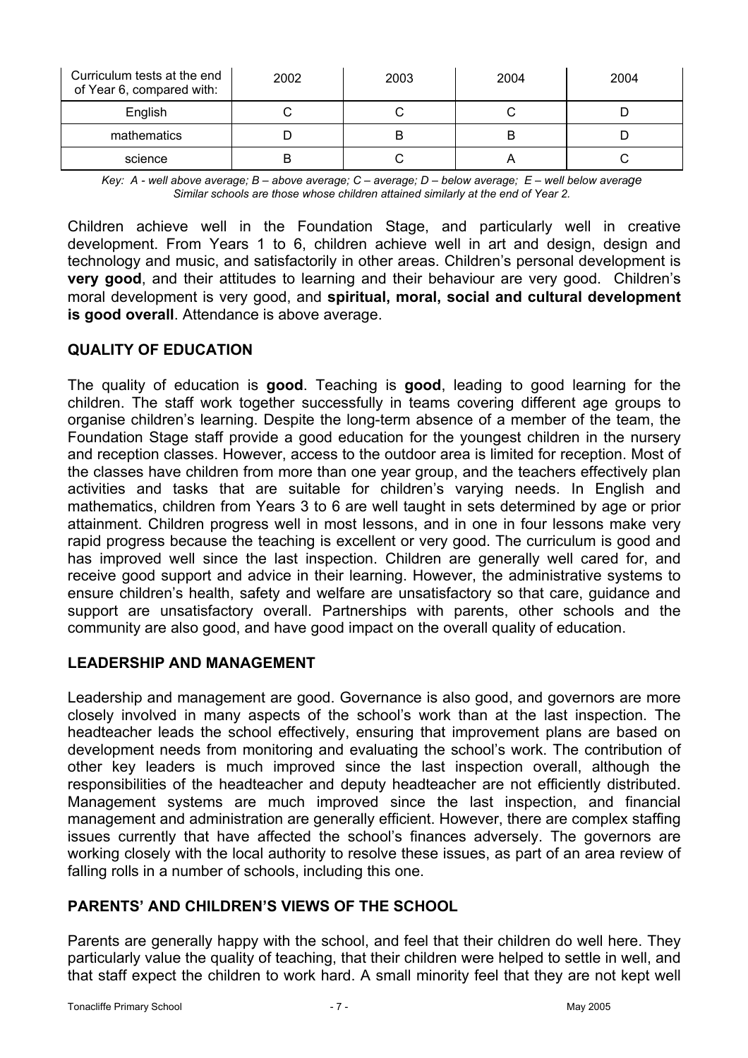| Curriculum tests at the end of Year 6, compared with: | 2002 | 2003 | 2004 | 2004 |
|---|---|---|---|---|
| English | C | C | C | D |
| mathematics | D | B | B | D |
| science | B | C | A | C |

*Key: A - well above average; B – above average; C – average; D – below average; E – well below average*
*Similar schools are those whose children attained similarly at the end of Year 2.*

Children achieve well in the Foundation Stage, and particularly well in creative development. From Years 1 to 6, children achieve well in art and design, design and technology and music, and satisfactorily in other areas. Children's personal development is **very good**, and their attitudes to learning and their behaviour are very good. Children's moral development is very good, and **spiritual, moral, social and cultural development is good overall**. Attendance is above average.

## QUALITY OF EDUCATION

The quality of education is **good**. Teaching is **good**, leading to good learning for the children. The staff work together successfully in teams covering different age groups to organise children's learning. Despite the long-term absence of a member of the team, the Foundation Stage staff provide a good education for the youngest children in the nursery and reception classes. However, access to the outdoor area is limited for reception. Most of the classes have children from more than one year group, and the teachers effectively plan activities and tasks that are suitable for children's varying needs. In English and mathematics, children from Years 3 to 6 are well taught in sets determined by age or prior attainment. Children progress well in most lessons, and in one in four lessons make very rapid progress because the teaching is excellent or very good. The curriculum is good and has improved well since the last inspection. Children are generally well cared for, and receive good support and advice in their learning. However, the administrative systems to ensure children's health, safety and welfare are unsatisfactory so that care, guidance and support are unsatisfactory overall. Partnerships with parents, other schools and the community are also good, and have good impact on the overall quality of education.

## LEADERSHIP AND MANAGEMENT

Leadership and management are good. Governance is also good, and governors are more closely involved in many aspects of the school's work than at the last inspection. The headteacher leads the school effectively, ensuring that improvement plans are based on development needs from monitoring and evaluating the school's work. The contribution of other key leaders is much improved since the last inspection overall, although the responsibilities of the headteacher and deputy headteacher are not efficiently distributed. Management systems are much improved since the last inspection, and financial management and administration are generally efficient. However, there are complex staffing issues currently that have affected the school's finances adversely. The governors are working closely with the local authority to resolve these issues, as part of an area review of falling rolls in a number of schools, including this one.

## PARENTS' AND CHILDREN'S VIEWS OF THE SCHOOL

Parents are generally happy with the school, and feel that their children do well here. They particularly value the quality of teaching, that their children were helped to settle in well, and that staff expect the children to work hard. A small minority feel that they are not kept well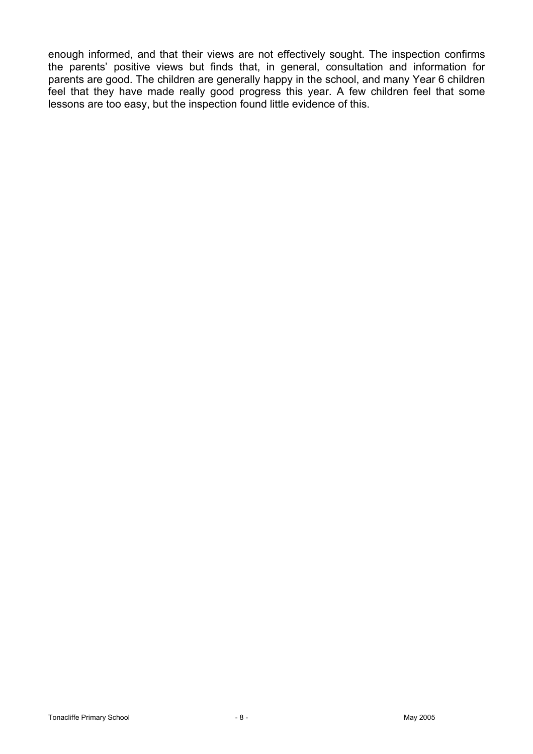enough informed, and that their views are not effectively sought. The inspection confirms the parents' positive views but finds that, in general, consultation and information for parents are good. The children are generally happy in the school, and many Year 6 children feel that they have made really good progress this year. A few children feel that some lessons are too easy, but the inspection found little evidence of this.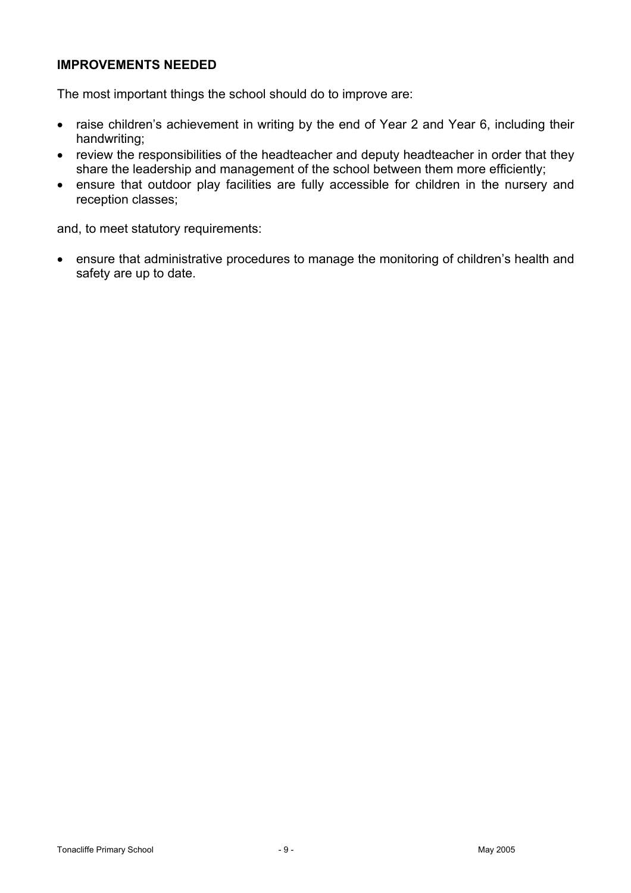## IMPROVEMENTS NEEDED

The most important things the school should do to improve are:

- raise children's achievement in writing by the end of Year 2 and Year 6, including their handwriting;
- review the responsibilities of the headteacher and deputy headteacher in order that they share the leadership and management of the school between them more efficiently;
- ensure that outdoor play facilities are fully accessible for children in the nursery and reception classes;

and, to meet statutory requirements:

- ensure that administrative procedures to manage the monitoring of children's health and safety are up to date.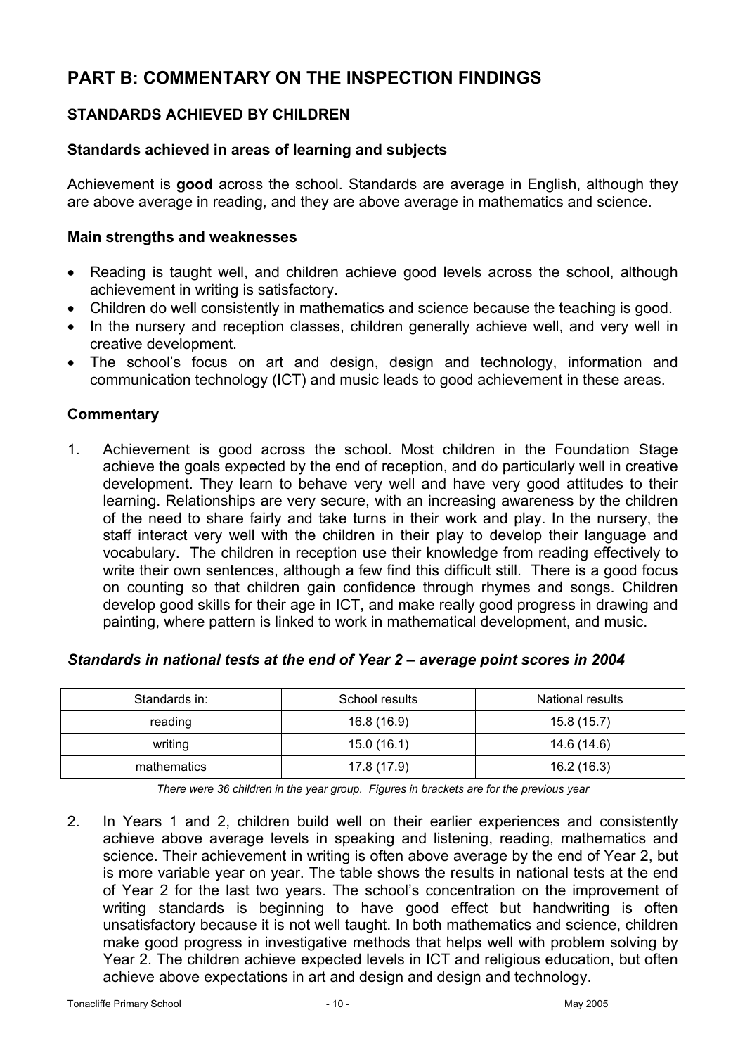# PART B: COMMENTARY ON THE INSPECTION FINDINGS

## STANDARDS ACHIEVED BY CHILDREN

### Standards achieved in areas of learning and subjects

Achievement is **good** across the school. Standards are average in English, although they are above average in reading, and they are above average in mathematics and science.

### Main strengths and weaknesses

- Reading is taught well, and children achieve good levels across the school, although achievement in writing is satisfactory.
- Children do well consistently in mathematics and science because the teaching is good.
- In the nursery and reception classes, children generally achieve well, and very well in creative development.
- The school's focus on art and design, design and technology, information and communication technology (ICT) and music leads to good achievement in these areas.

### Commentary

1. Achievement is good across the school. Most children in the Foundation Stage achieve the goals expected by the end of reception, and do particularly well in creative development. They learn to behave very well and have very good attitudes to their learning. Relationships are very secure, with an increasing awareness by the children of the need to share fairly and take turns in their work and play. In the nursery, the staff interact very well with the children in their play to develop their language and vocabulary. The children in reception use their knowledge from reading effectively to write their own sentences, although a few find this difficult still. There is a good focus on counting so that children gain confidence through rhymes and songs. Children develop good skills for their age in ICT, and make really good progress in drawing and painting, where pattern is linked to work in mathematical development, and music.

#### *Standards in national tests at the end of Year 2 – average point scores in 2004*

| Standards in: | School results | National results |
| --- | --- | --- |
| reading | 16.8 (16.9) | 15.8 (15.7) |
| writing | 15.0 (16.1) | 14.6 (14.6) |
| mathematics | 17.8 (17.9) | 16.2 (16.3) |

*There were 36 children in the year group. Figures in brackets are for the previous year*

2. In Years 1 and 2, children build well on their earlier experiences and consistently achieve above average levels in speaking and listening, reading, mathematics and science. Their achievement in writing is often above average by the end of Year 2, but is more variable year on year. The table shows the results in national tests at the end of Year 2 for the last two years. The school's concentration on the improvement of writing standards is beginning to have good effect but handwriting is often unsatisfactory because it is not well taught. In both mathematics and science, children make good progress in investigative methods that helps well with problem solving by Year 2. The children achieve expected levels in ICT and religious education, but often achieve above expectations in art and design and design and technology.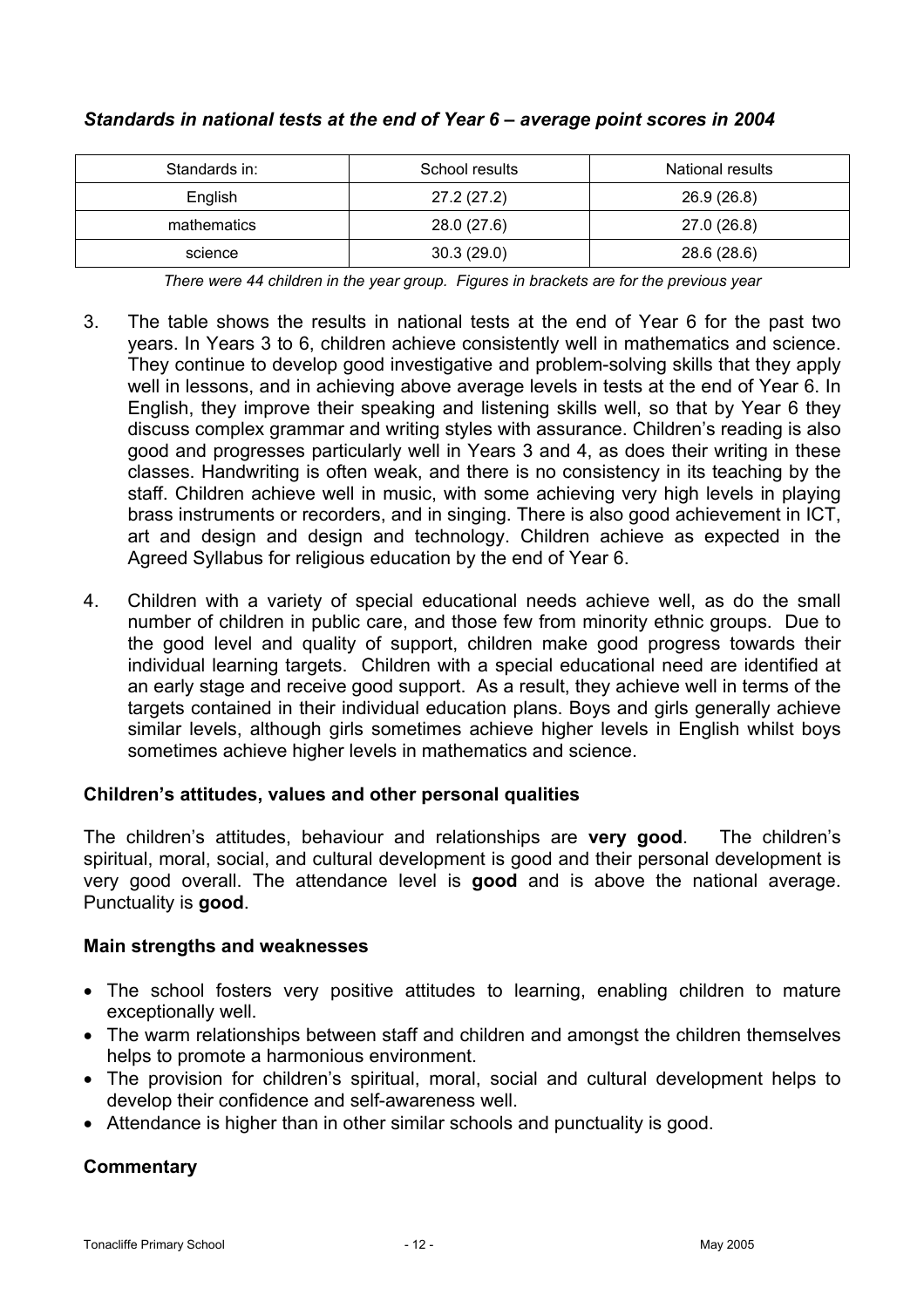### *Standards in national tests at the end of Year 6 – average point scores in 2004*

| Standards in: | School results | National results |
|---|---|---|
| English | 27.2 (27.2) | 26.9 (26.8) |
| mathematics | 28.0 (27.6) | 27.0 (26.8) |
| science | 30.3 (29.0) | 28.6 (28.6) |

*There were 44 children in the year group. Figures in brackets are for the previous year*

3. The table shows the results in national tests at the end of Year 6 for the past two years. In Years 3 to 6, children achieve consistently well in mathematics and science. They continue to develop good investigative and problem-solving skills that they apply well in lessons, and in achieving above average levels in tests at the end of Year 6. In English, they improve their speaking and listening skills well, so that by Year 6 they discuss complex grammar and writing styles with assurance. Children's reading is also good and progresses particularly well in Years 3 and 4, as does their writing in these classes. Handwriting is often weak, and there is no consistency in its teaching by the staff. Children achieve well in music, with some achieving very high levels in playing brass instruments or recorders, and in singing. There is also good achievement in ICT, art and design and design and technology. Children achieve as expected in the Agreed Syllabus for religious education by the end of Year 6.

4. Children with a variety of special educational needs achieve well, as do the small number of children in public care, and those few from minority ethnic groups. Due to the good level and quality of support, children make good progress towards their individual learning targets. Children with a special educational need are identified at an early stage and receive good support. As a result, they achieve well in terms of the targets contained in their individual education plans. Boys and girls generally achieve similar levels, although girls sometimes achieve higher levels in English whilst boys sometimes achieve higher levels in mathematics and science.

### Children's attitudes, values and other personal qualities

The children's attitudes, behaviour and relationships are **very good**. The children's spiritual, moral, social, and cultural development is good and their personal development is very good overall. The attendance level is **good** and is above the national average. Punctuality is **good**.

### Main strengths and weaknesses

- The school fosters very positive attitudes to learning, enabling children to mature exceptionally well.
- The warm relationships between staff and children and amongst the children themselves helps to promote a harmonious environment.
- The provision for children's spiritual, moral, social and cultural development helps to develop their confidence and self-awareness well.
- Attendance is higher than in other similar schools and punctuality is good.

### Commentary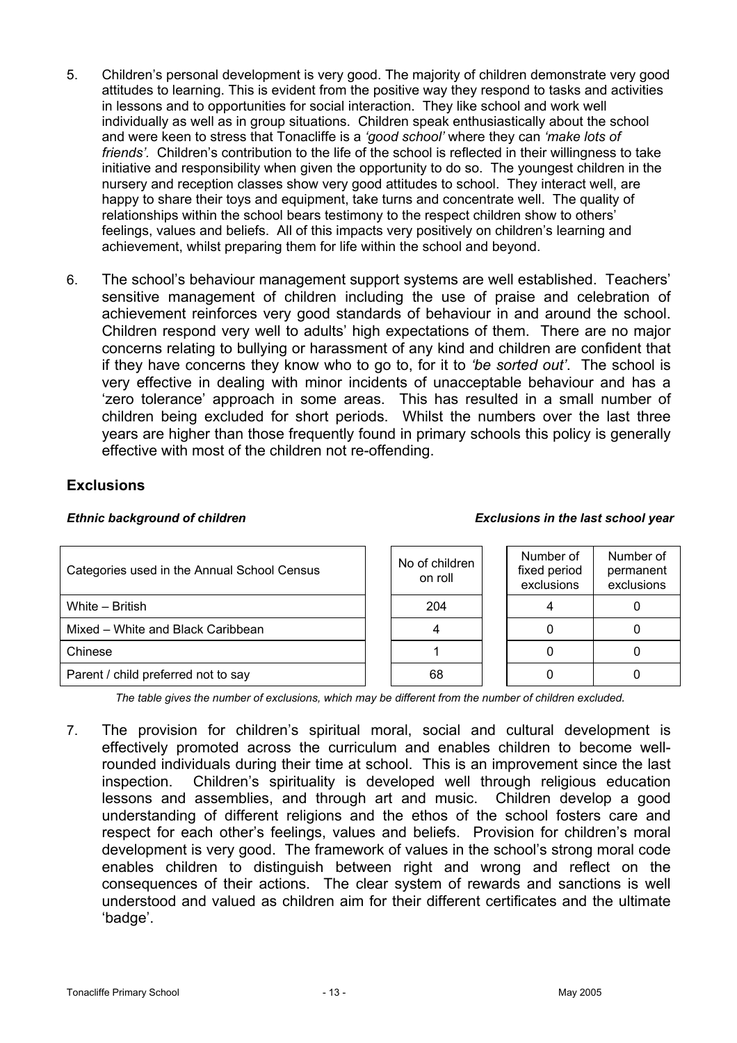5. Children's personal development is very good. The majority of children demonstrate very good attitudes to learning. This is evident from the positive way they respond to tasks and activities in lessons and to opportunities for social interaction. They like school and work well individually as well as in group situations. Children speak enthusiastically about the school and were keen to stress that Tonacliffe is a *'good school'* where they can *'make lots of friends'.* Children's contribution to the life of the school is reflected in their willingness to take initiative and responsibility when given the opportunity to do so. The youngest children in the nursery and reception classes show very good attitudes to school. They interact well, are happy to share their toys and equipment, take turns and concentrate well. The quality of relationships within the school bears testimony to the respect children show to others' feelings, values and beliefs. All of this impacts very positively on children's learning and achievement, whilst preparing them for life within the school and beyond.

6. The school's behaviour management support systems are well established. Teachers' sensitive management of children including the use of praise and celebration of achievement reinforces very good standards of behaviour in and around the school. Children respond very well to adults' high expectations of them. There are no major concerns relating to bullying or harassment of any kind and children are confident that if they have concerns they know who to go to, for it to *'be sorted out'*. The school is very effective in dealing with minor incidents of unacceptable behaviour and has a 'zero tolerance' approach in some areas. This has resulted in a small number of children being excluded for short periods. Whilst the numbers over the last three years are higher than those frequently found in primary schools this policy is generally effective with most of the children not re-offending.

## Exclusions

***Ethnic background of children*** ***Exclusions in the last school year***

| Categories used in the Annual School Census | No of children on roll | Number of fixed period exclusions | Number of permanent exclusions |
|---|---|---|---|
| White – British | 204 | 4 | 0 |
| Mixed – White and Black Caribbean | 4 | 0 | 0 |
| Chinese | 1 | 0 | 0 |
| Parent / child preferred not to say | 68 | 0 | 0 |

*The table gives the number of exclusions, which may be different from the number of children excluded.*

7. The provision for children's spiritual moral, social and cultural development is effectively promoted across the curriculum and enables children to become well-rounded individuals during their time at school. This is an improvement since the last inspection. Children's spirituality is developed well through religious education lessons and assemblies, and through art and music. Children develop a good understanding of different religions and the ethos of the school fosters care and respect for each other's feelings, values and beliefs. Provision for children's moral development is very good. The framework of values in the school's strong moral code enables children to distinguish between right and wrong and reflect on the consequences of their actions. The clear system of rewards and sanctions is well understood and valued as children aim for their different certificates and the ultimate 'badge'.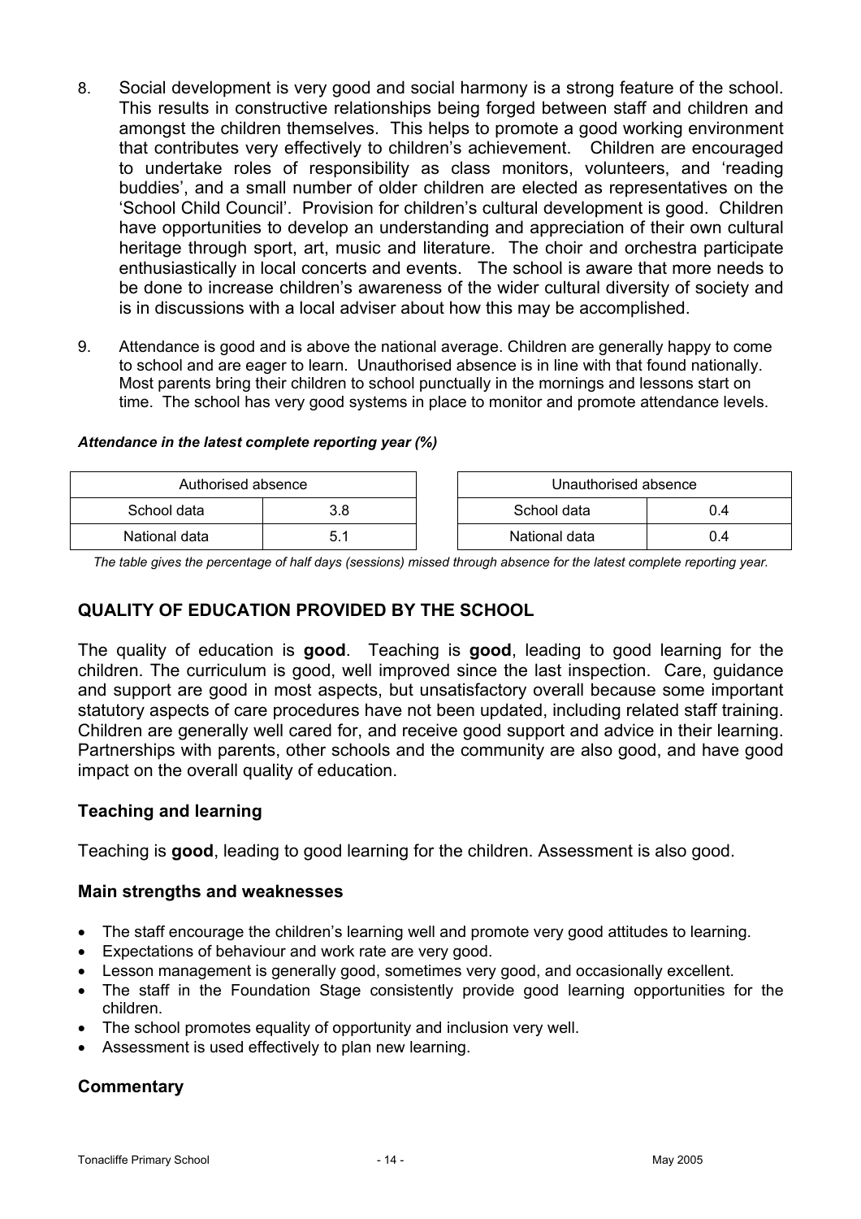8. Social development is very good and social harmony is a strong feature of the school. This results in constructive relationships being forged between staff and children and amongst the children themselves. This helps to promote a good working environment that contributes very effectively to children's achievement. Children are encouraged to undertake roles of responsibility as class monitors, volunteers, and 'reading buddies', and a small number of older children are elected as representatives on the 'School Child Council'. Provision for children's cultural development is good. Children have opportunities to develop an understanding and appreciation of their own cultural heritage through sport, art, music and literature. The choir and orchestra participate enthusiastically in local concerts and events. The school is aware that more needs to be done to increase children's awareness of the wider cultural diversity of society and is in discussions with a local adviser about how this may be accomplished.

9. Attendance is good and is above the national average. Children are generally happy to come to school and are eager to learn. Unauthorised absence is in line with that found nationally. Most parents bring their children to school punctually in the mornings and lessons start on time. The school has very good systems in place to monitor and promote attendance levels.

***Attendance in the latest complete reporting year (%)***

| Authorised absence | |
|---|---|
| School data | 3.8 |
| National data | 5.1 |

| Unauthorised absence | |
|---|---|
| School data | 0.4 |
| National data | 0.4 |

*The table gives the percentage of half days (sessions) missed through absence for the latest complete reporting year.*

## QUALITY OF EDUCATION PROVIDED BY THE SCHOOL

The quality of education is **good**. Teaching is **good**, leading to good learning for the children. The curriculum is good, well improved since the last inspection. Care, guidance and support are good in most aspects, but unsatisfactory overall because some important statutory aspects of care procedures have not been updated, including related staff training. Children are generally well cared for, and receive good support and advice in their learning. Partnerships with parents, other schools and the community are also good, and have good impact on the overall quality of education.

### Teaching and learning

Teaching is **good**, leading to good learning for the children. Assessment is also good.

### Main strengths and weaknesses

- The staff encourage the children's learning well and promote very good attitudes to learning.
- Expectations of behaviour and work rate are very good.
- Lesson management is generally good, sometimes very good, and occasionally excellent.
- The staff in the Foundation Stage consistently provide good learning opportunities for the children.
- The school promotes equality of opportunity and inclusion very well.
- Assessment is used effectively to plan new learning.

### Commentary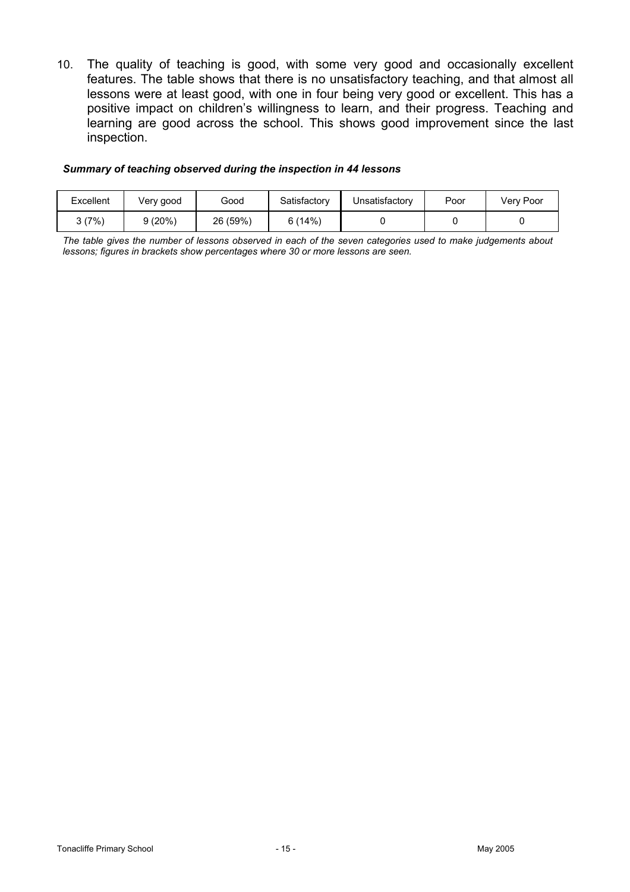10. The quality of teaching is good, with some very good and occasionally excellent features. The table shows that there is no unsatisfactory teaching, and that almost all lessons were at least good, with one in four being very good or excellent. This has a positive impact on children's willingness to learn, and their progress. Teaching and learning are good across the school. This shows good improvement since the last inspection.

***Summary of teaching observed during the inspection in 44 lessons***

| Excellent | Very good | Good | Satisfactory | Unsatisfactory | Poor | Very Poor |
|---|---|---|---|---|---|---|
| 3 (7%) | 9 (20%) | 26 (59%) | 6 (14%) | 0 | 0 | 0 |

*The table gives the number of lessons observed in each of the seven categories used to make judgements about lessons; figures in brackets show percentages where 30 or more lessons are seen.*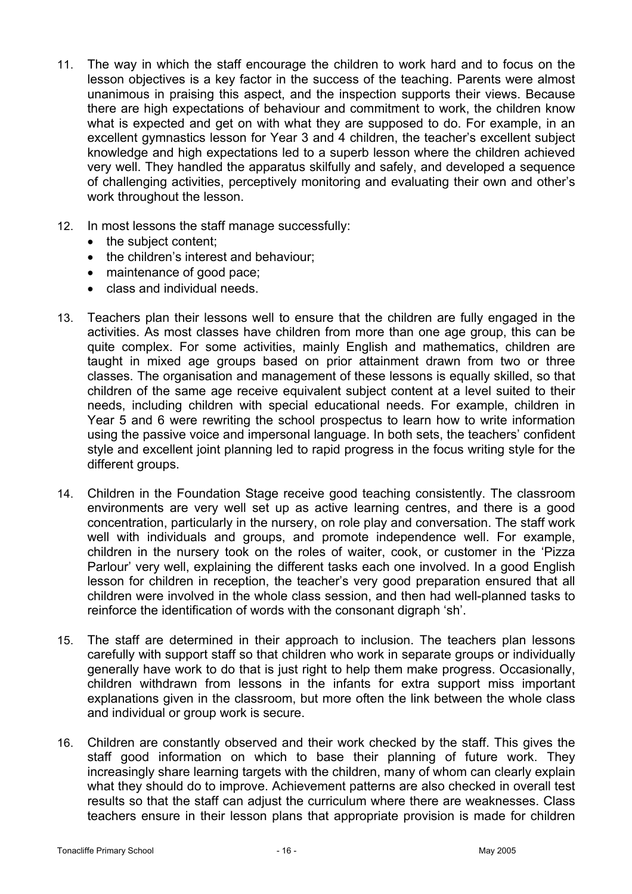11. The way in which the staff encourage the children to work hard and to focus on the lesson objectives is a key factor in the success of the teaching. Parents were almost unanimous in praising this aspect, and the inspection supports their views. Because there are high expectations of behaviour and commitment to work, the children know what is expected and get on with what they are supposed to do. For example, in an excellent gymnastics lesson for Year 3 and 4 children, the teacher's excellent subject knowledge and high expectations led to a superb lesson where the children achieved very well. They handled the apparatus skilfully and safely, and developed a sequence of challenging activities, perceptively monitoring and evaluating their own and other's work throughout the lesson.

12. In most lessons the staff manage successfully:
    - the subject content;
    - the children's interest and behaviour;
    - maintenance of good pace;
    - class and individual needs.

13. Teachers plan their lessons well to ensure that the children are fully engaged in the activities. As most classes have children from more than one age group, this can be quite complex. For some activities, mainly English and mathematics, children are taught in mixed age groups based on prior attainment drawn from two or three classes. The organisation and management of these lessons is equally skilled, so that children of the same age receive equivalent subject content at a level suited to their needs, including children with special educational needs. For example, children in Year 5 and 6 were rewriting the school prospectus to learn how to write information using the passive voice and impersonal language. In both sets, the teachers' confident style and excellent joint planning led to rapid progress in the focus writing style for the different groups.

14. Children in the Foundation Stage receive good teaching consistently. The classroom environments are very well set up as active learning centres, and there is a good concentration, particularly in the nursery, on role play and conversation. The staff work well with individuals and groups, and promote independence well. For example, children in the nursery took on the roles of waiter, cook, or customer in the 'Pizza Parlour' very well, explaining the different tasks each one involved. In a good English lesson for children in reception, the teacher's very good preparation ensured that all children were involved in the whole class session, and then had well-planned tasks to reinforce the identification of words with the consonant digraph 'sh'.

15. The staff are determined in their approach to inclusion. The teachers plan lessons carefully with support staff so that children who work in separate groups or individually generally have work to do that is just right to help them make progress. Occasionally, children withdrawn from lessons in the infants for extra support miss important explanations given in the classroom, but more often the link between the whole class and individual or group work is secure.

16. Children are constantly observed and their work checked by the staff. This gives the staff good information on which to base their planning of future work. They increasingly share learning targets with the children, many of whom can clearly explain what they should do to improve. Achievement patterns are also checked in overall test results so that the staff can adjust the curriculum where there are weaknesses. Class teachers ensure in their lesson plans that appropriate provision is made for children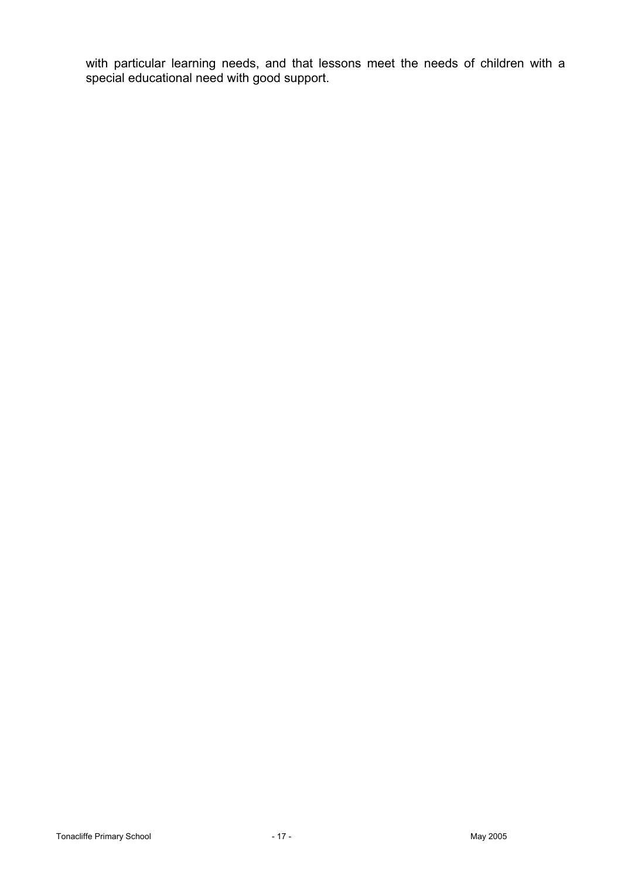with particular learning needs, and that lessons meet the needs of children with a special educational need with good support.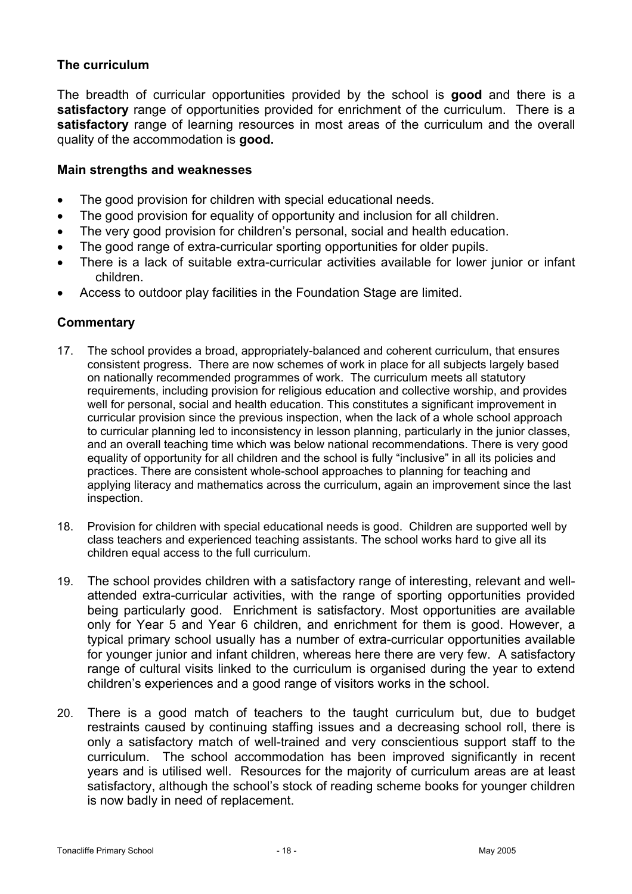### The curriculum

The breadth of curricular opportunities provided by the school is **good** and there is a **satisfactory** range of opportunities provided for enrichment of the curriculum. There is a **satisfactory** range of learning resources in most areas of the curriculum and the overall quality of the accommodation is **good.**

#### Main strengths and weaknesses

- The good provision for children with special educational needs.
- The good provision for equality of opportunity and inclusion for all children.
- The very good provision for children's personal, social and health education.
- The good range of extra-curricular sporting opportunities for older pupils.
- There is a lack of suitable extra-curricular activities available for lower junior or infant children.
- Access to outdoor play facilities in the Foundation Stage are limited.

#### Commentary

17. The school provides a broad, appropriately-balanced and coherent curriculum, that ensures consistent progress. There are now schemes of work in place for all subjects largely based on nationally recommended programmes of work. The curriculum meets all statutory requirements, including provision for religious education and collective worship, and provides well for personal, social and health education. This constitutes a significant improvement in curricular provision since the previous inspection, when the lack of a whole school approach to curricular planning led to inconsistency in lesson planning, particularly in the junior classes, and an overall teaching time which was below national recommendations. There is very good equality of opportunity for all children and the school is fully "inclusive" in all its policies and practices. There are consistent whole-school approaches to planning for teaching and applying literacy and mathematics across the curriculum, again an improvement since the last inspection.

18. Provision for children with special educational needs is good. Children are supported well by class teachers and experienced teaching assistants. The school works hard to give all its children equal access to the full curriculum.

19. The school provides children with a satisfactory range of interesting, relevant and well-attended extra-curricular activities, with the range of sporting opportunities provided being particularly good. Enrichment is satisfactory. Most opportunities are available only for Year 5 and Year 6 children, and enrichment for them is good. However, a typical primary school usually has a number of extra-curricular opportunities available for younger junior and infant children, whereas here there are very few. A satisfactory range of cultural visits linked to the curriculum is organised during the year to extend children's experiences and a good range of visitors works in the school.

20. There is a good match of teachers to the taught curriculum but, due to budget restraints caused by continuing staffing issues and a decreasing school roll, there is only a satisfactory match of well-trained and very conscientious support staff to the curriculum. The school accommodation has been improved significantly in recent years and is utilised well. Resources for the majority of curriculum areas are at least satisfactory, although the school's stock of reading scheme books for younger children is now badly in need of replacement.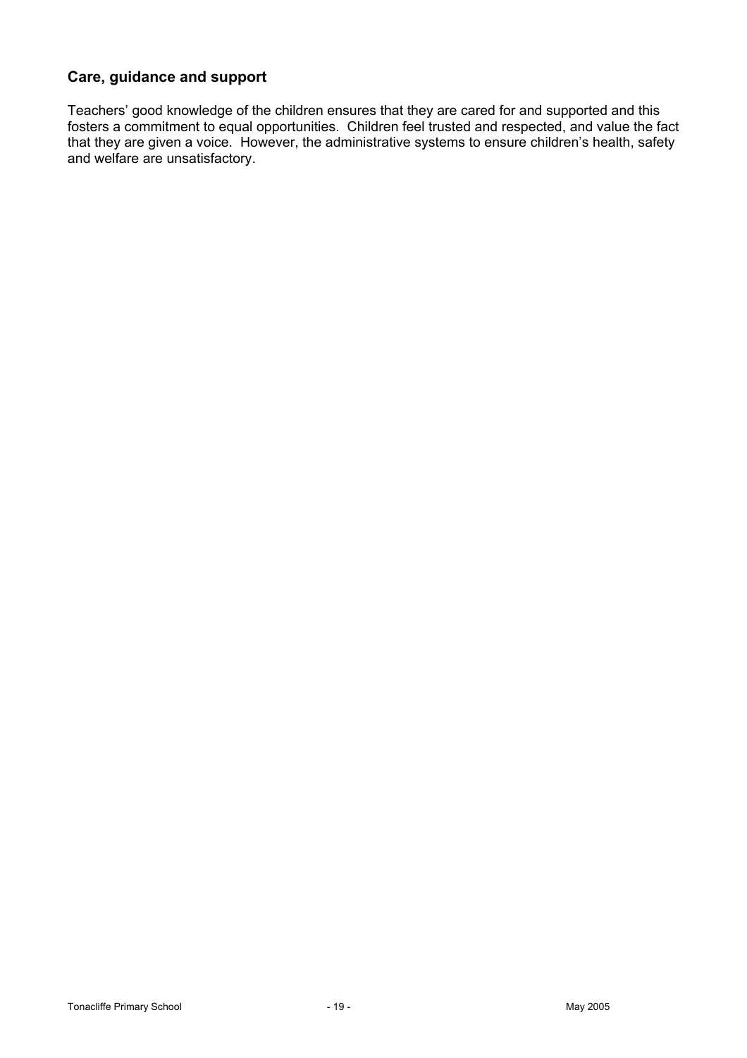## Care, guidance and support

Teachers' good knowledge of the children ensures that they are cared for and supported and this fosters a commitment to equal opportunities. Children feel trusted and respected, and value the fact that they are given a voice. However, the administrative systems to ensure children's health, safety and welfare are unsatisfactory.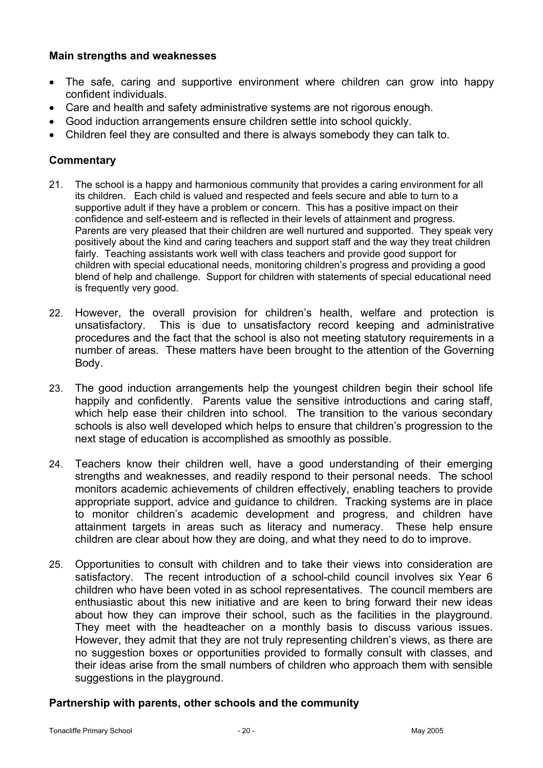### Main strengths and weaknesses

- The safe, caring and supportive environment where children can grow into happy confident individuals.
- Care and health and safety administrative systems are not rigorous enough.
- Good induction arrangements ensure children settle into school quickly.
- Children feel they are consulted and there is always somebody they can talk to.

### Commentary

21. The school is a happy and harmonious community that provides a caring environment for all its children. Each child is valued and respected and feels secure and able to turn to a supportive adult if they have a problem or concern. This has a positive impact on their confidence and self-esteem and is reflected in their levels of attainment and progress. Parents are very pleased that their children are well nurtured and supported. They speak very positively about the kind and caring teachers and support staff and the way they treat children fairly. Teaching assistants work well with class teachers and provide good support for children with special educational needs, monitoring children's progress and providing a good blend of help and challenge. Support for children with statements of special educational need is frequently very good.

22. However, the overall provision for children's health, welfare and protection is unsatisfactory. This is due to unsatisfactory record keeping and administrative procedures and the fact that the school is also not meeting statutory requirements in a number of areas. These matters have been brought to the attention of the Governing Body.

23. The good induction arrangements help the youngest children begin their school life happily and confidently. Parents value the sensitive introductions and caring staff, which help ease their children into school. The transition to the various secondary schools is also well developed which helps to ensure that children's progression to the next stage of education is accomplished as smoothly as possible.

24. Teachers know their children well, have a good understanding of their emerging strengths and weaknesses, and readily respond to their personal needs. The school monitors academic achievements of children effectively, enabling teachers to provide appropriate support, advice and guidance to children. Tracking systems are in place to monitor children's academic development and progress, and children have attainment targets in areas such as literacy and numeracy. These help ensure children are clear about how they are doing, and what they need to do to improve.

25. Opportunities to consult with children and to take their views into consideration are satisfactory. The recent introduction of a school-child council involves six Year 6 children who have been voted in as school representatives. The council members are enthusiastic about this new initiative and are keen to bring forward their new ideas about how they can improve their school, such as the facilities in the playground. They meet with the headteacher on a monthly basis to discuss various issues. However, they admit that they are not truly representing children's views, as there are no suggestion boxes or opportunities provided to formally consult with classes, and their ideas arise from the small numbers of children who approach them with sensible suggestions in the playground.

### Partnership with parents, other schools and the community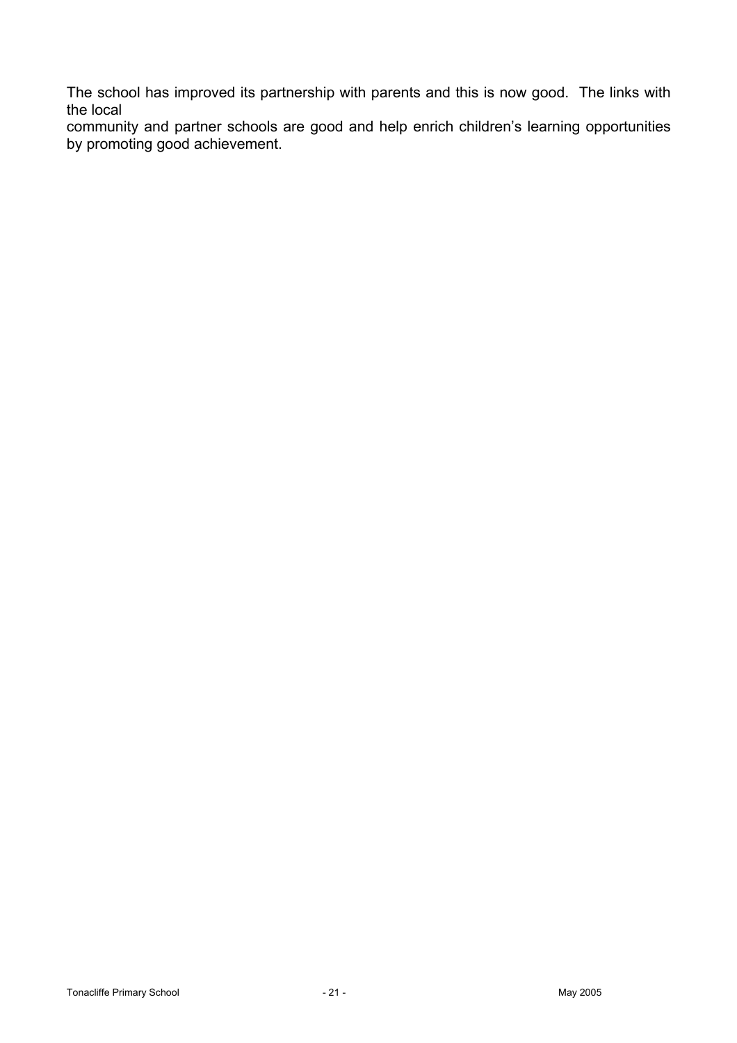The school has improved its partnership with parents and this is now good. The links with the local community and partner schools are good and help enrich children's learning opportunities by promoting good achievement.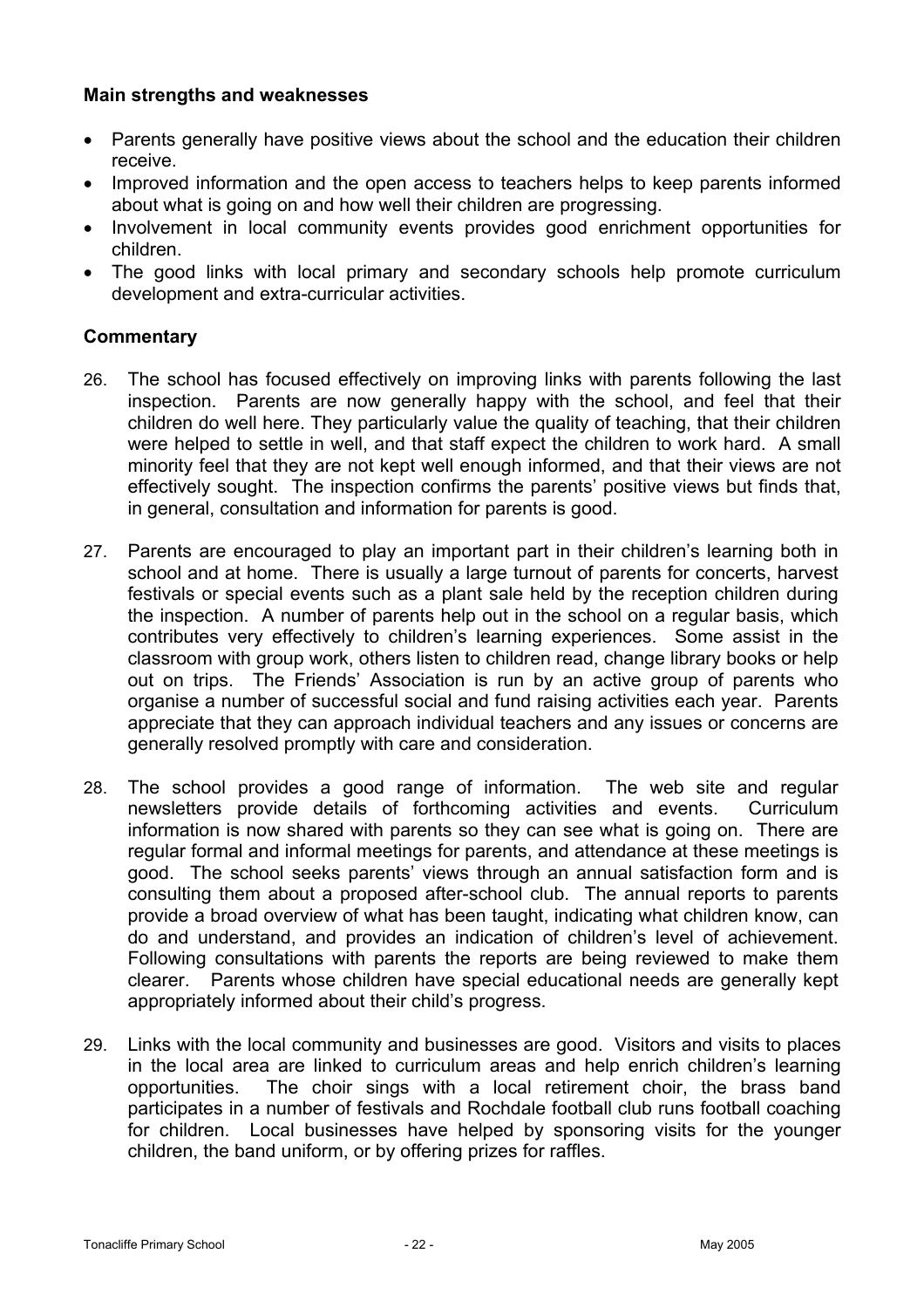### Main strengths and weaknesses

- Parents generally have positive views about the school and the education their children receive.
- Improved information and the open access to teachers helps to keep parents informed about what is going on and how well their children are progressing.
- Involvement in local community events provides good enrichment opportunities for children.
- The good links with local primary and secondary schools help promote curriculum development and extra-curricular activities.

### Commentary

26. The school has focused effectively on improving links with parents following the last inspection. Parents are now generally happy with the school, and feel that their children do well here. They particularly value the quality of teaching, that their children were helped to settle in well, and that staff expect the children to work hard. A small minority feel that they are not kept well enough informed, and that their views are not effectively sought. The inspection confirms the parents' positive views but finds that, in general, consultation and information for parents is good.

27. Parents are encouraged to play an important part in their children's learning both in school and at home. There is usually a large turnout of parents for concerts, harvest festivals or special events such as a plant sale held by the reception children during the inspection. A number of parents help out in the school on a regular basis, which contributes very effectively to children's learning experiences. Some assist in the classroom with group work, others listen to children read, change library books or help out on trips. The Friends' Association is run by an active group of parents who organise a number of successful social and fund raising activities each year. Parents appreciate that they can approach individual teachers and any issues or concerns are generally resolved promptly with care and consideration.

28. The school provides a good range of information. The web site and regular newsletters provide details of forthcoming activities and events. Curriculum information is now shared with parents so they can see what is going on. There are regular formal and informal meetings for parents, and attendance at these meetings is good. The school seeks parents' views through an annual satisfaction form and is consulting them about a proposed after-school club. The annual reports to parents provide a broad overview of what has been taught, indicating what children know, can do and understand, and provides an indication of children's level of achievement. Following consultations with parents the reports are being reviewed to make them clearer. Parents whose children have special educational needs are generally kept appropriately informed about their child's progress.

29. Links with the local community and businesses are good. Visitors and visits to places in the local area are linked to curriculum areas and help enrich children's learning opportunities. The choir sings with a local retirement choir, the brass band participates in a number of festivals and Rochdale football club runs football coaching for children. Local businesses have helped by sponsoring visits for the younger children, the band uniform, or by offering prizes for raffles.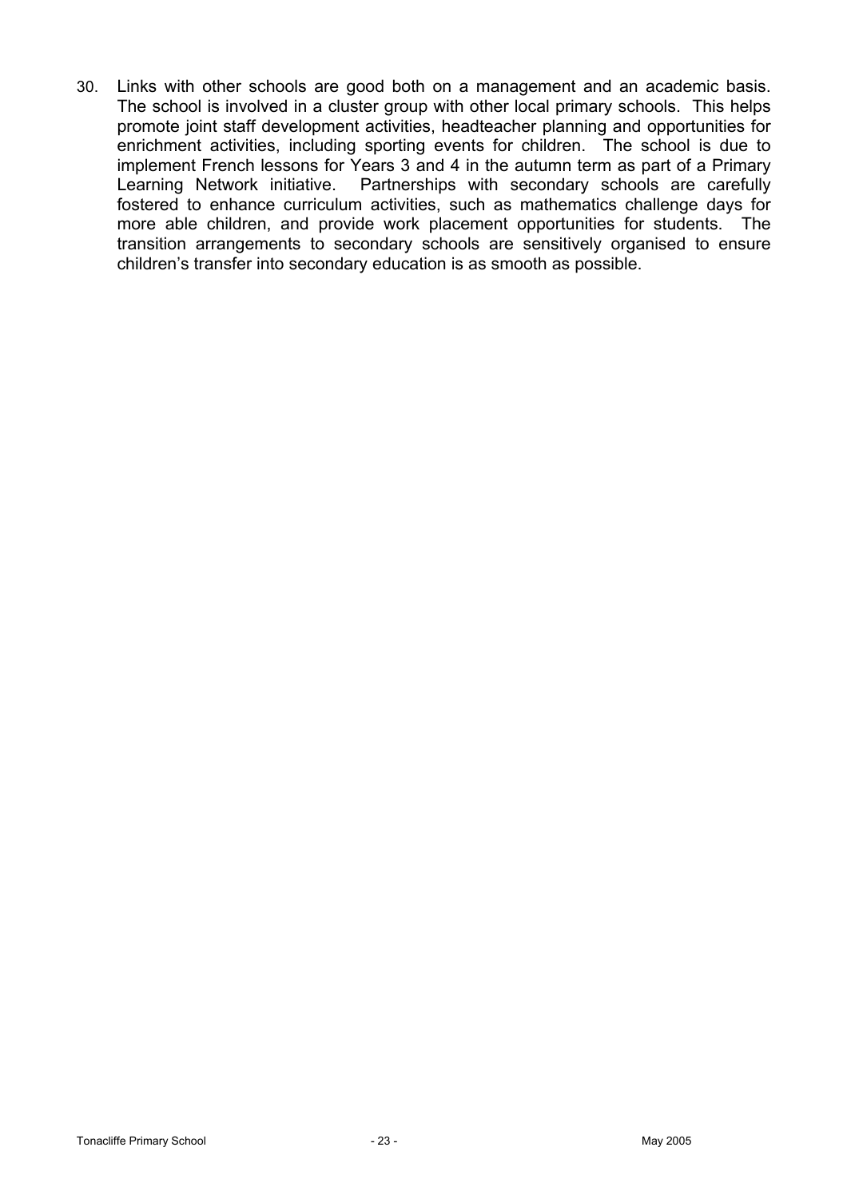30. Links with other schools are good both on a management and an academic basis. The school is involved in a cluster group with other local primary schools. This helps promote joint staff development activities, headteacher planning and opportunities for enrichment activities, including sporting events for children. The school is due to implement French lessons for Years 3 and 4 in the autumn term as part of a Primary Learning Network initiative. Partnerships with secondary schools are carefully fostered to enhance curriculum activities, such as mathematics challenge days for more able children, and provide work placement opportunities for students. The transition arrangements to secondary schools are sensitively organised to ensure children's transfer into secondary education is as smooth as possible.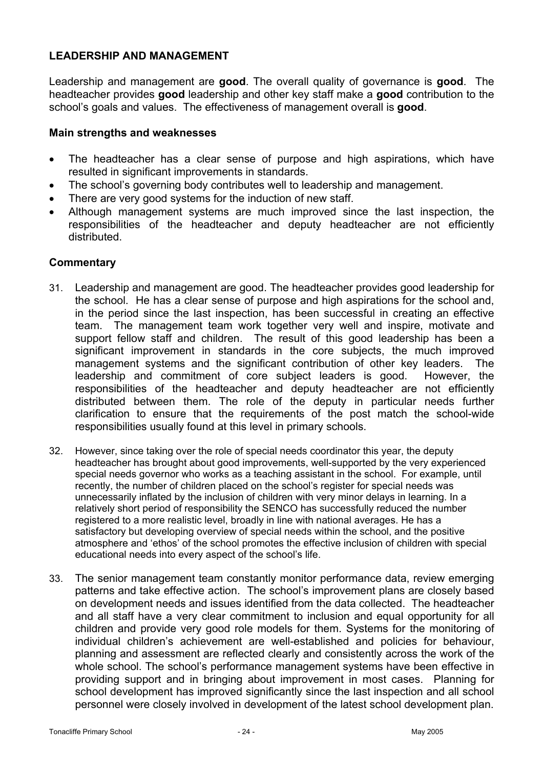## LEADERSHIP AND MANAGEMENT

Leadership and management are **good**. The overall quality of governance is **good**. The headteacher provides **good** leadership and other key staff make a **good** contribution to the school's goals and values. The effectiveness of management overall is **good**.

### Main strengths and weaknesses

- The headteacher has a clear sense of purpose and high aspirations, which have resulted in significant improvements in standards.
- The school's governing body contributes well to leadership and management.
- There are very good systems for the induction of new staff.
- Although management systems are much improved since the last inspection, the responsibilities of the headteacher and deputy headteacher are not efficiently distributed.

### Commentary

31. Leadership and management are good. The headteacher provides good leadership for the school. He has a clear sense of purpose and high aspirations for the school and, in the period since the last inspection, has been successful in creating an effective team. The management team work together very well and inspire, motivate and support fellow staff and children. The result of this good leadership has been a significant improvement in standards in the core subjects, the much improved management systems and the significant contribution of other key leaders. The leadership and commitment of core subject leaders is good. However, the responsibilities of the headteacher and deputy headteacher are not efficiently distributed between them. The role of the deputy in particular needs further clarification to ensure that the requirements of the post match the school-wide responsibilities usually found at this level in primary schools.

32. However, since taking over the role of special needs coordinator this year, the deputy headteacher has brought about good improvements, well-supported by the very experienced special needs governor who works as a teaching assistant in the school. For example, until recently, the number of children placed on the school's register for special needs was unnecessarily inflated by the inclusion of children with very minor delays in learning. In a relatively short period of responsibility the SENCO has successfully reduced the number registered to a more realistic level, broadly in line with national averages. He has a satisfactory but developing overview of special needs within the school, and the positive atmosphere and 'ethos' of the school promotes the effective inclusion of children with special educational needs into every aspect of the school's life.

33. The senior management team constantly monitor performance data, review emerging patterns and take effective action. The school's improvement plans are closely based on development needs and issues identified from the data collected. The headteacher and all staff have a very clear commitment to inclusion and equal opportunity for all children and provide very good role models for them. Systems for the monitoring of individual children's achievement are well-established and policies for behaviour, planning and assessment are reflected clearly and consistently across the work of the whole school. The school's performance management systems have been effective in providing support and in bringing about improvement in most cases. Planning for school development has improved significantly since the last inspection and all school personnel were closely involved in development of the latest school development plan.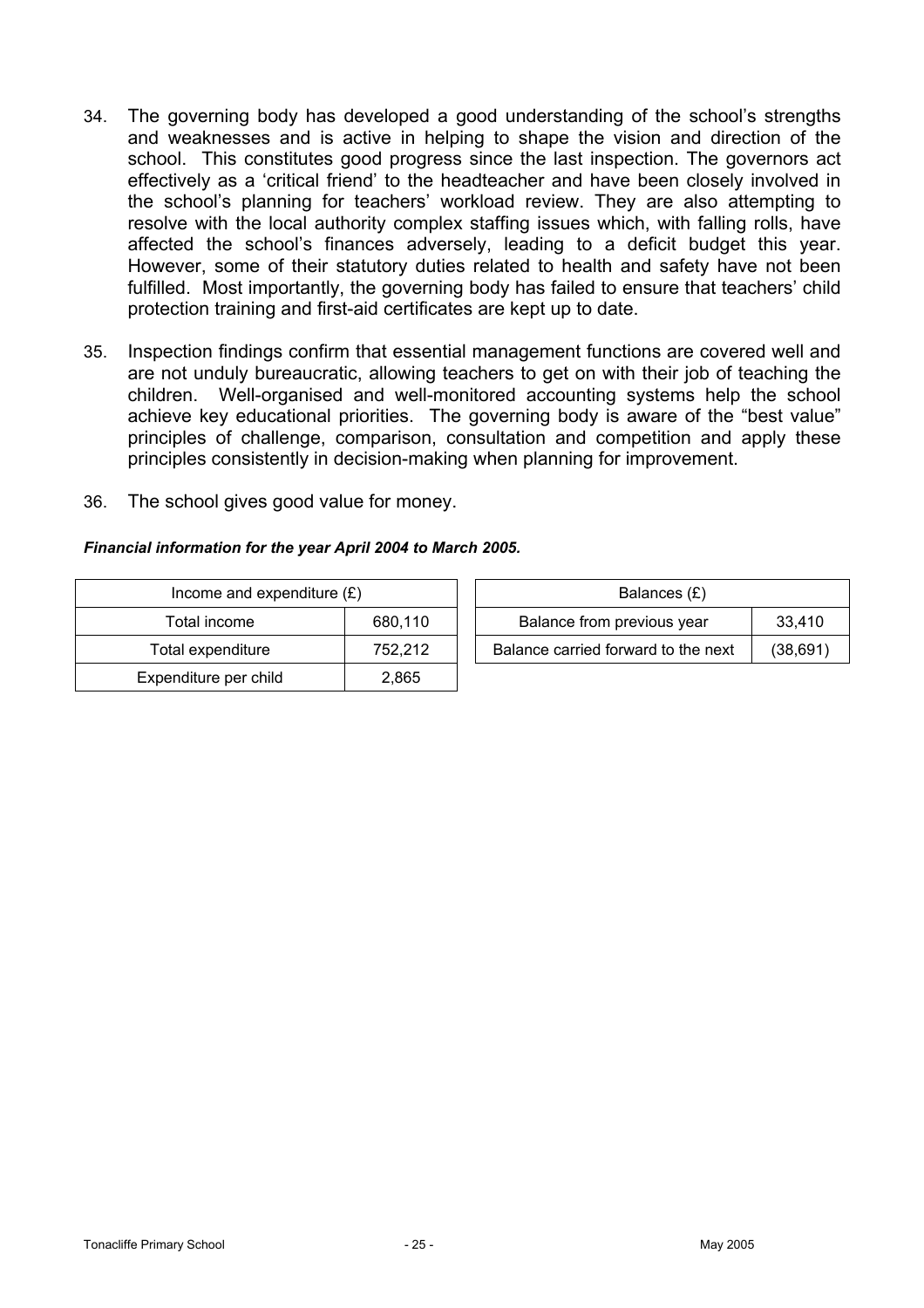34. The governing body has developed a good understanding of the school's strengths and weaknesses and is active in helping to shape the vision and direction of the school. This constitutes good progress since the last inspection. The governors act effectively as a 'critical friend' to the headteacher and have been closely involved in the school's planning for teachers' workload review. They are also attempting to resolve with the local authority complex staffing issues which, with falling rolls, have affected the school's finances adversely, leading to a deficit budget this year. However, some of their statutory duties related to health and safety have not been fulfilled. Most importantly, the governing body has failed to ensure that teachers' child protection training and first-aid certificates are kept up to date.

35. Inspection findings confirm that essential management functions are covered well and are not unduly bureaucratic, allowing teachers to get on with their job of teaching the children. Well-organised and well-monitored accounting systems help the school achieve key educational priorities. The governing body is aware of the "best value" principles of challenge, comparison, consultation and competition and apply these principles consistently in decision-making when planning for improvement.

36. The school gives good value for money.

***Financial information for the year April 2004 to March 2005.***

| Income and expenditure (£) | |
|---|---|
| Total income | 680,110 |
| Total expenditure | 752,212 |
| Expenditure per child | 2,865 |

| Balances (£) | |
|---|---|
| Balance from previous year | 33,410 |
| Balance carried forward to the next | (38,691) |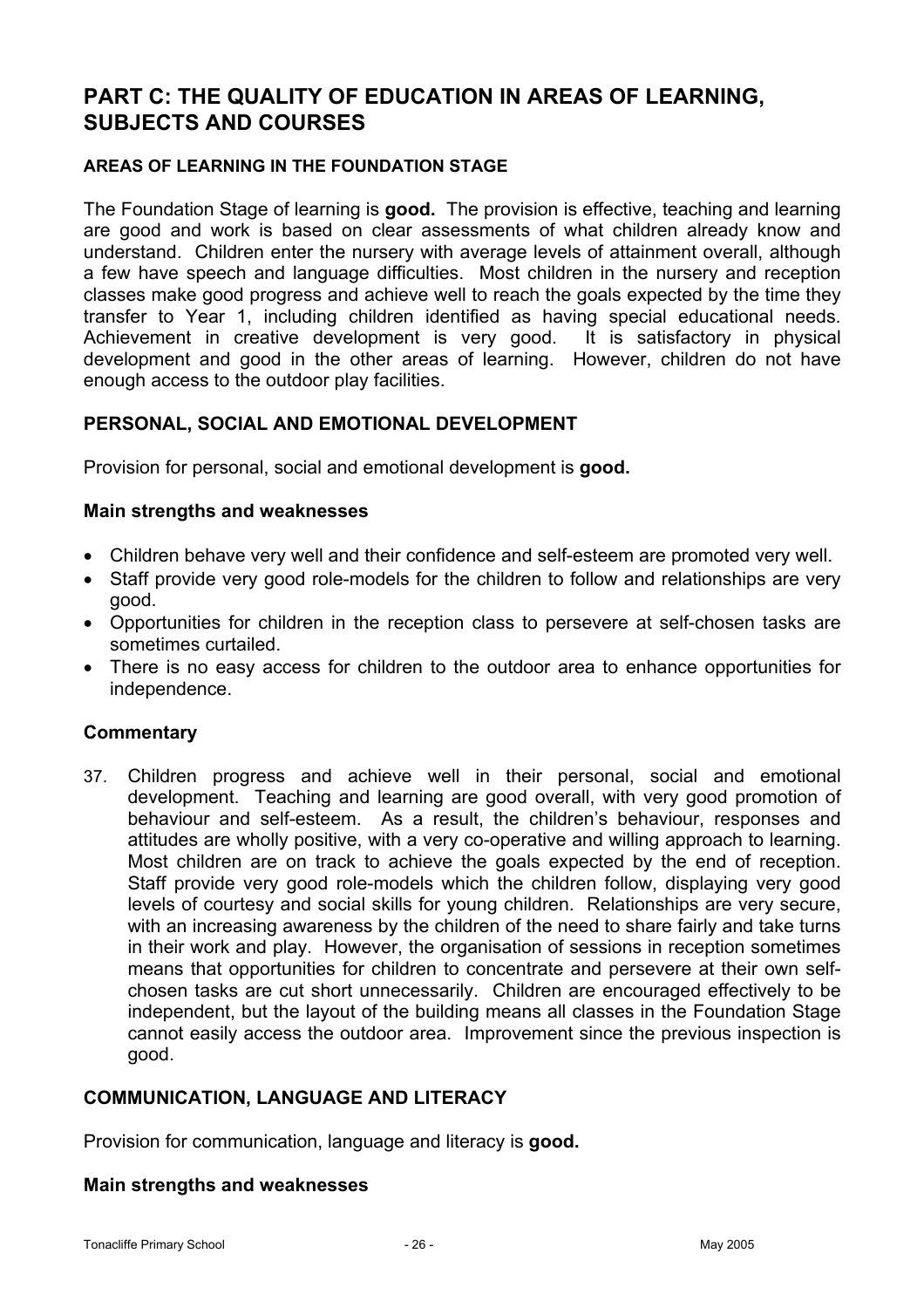# PART C: THE QUALITY OF EDUCATION IN AREAS OF LEARNING, SUBJECTS AND COURSES

## AREAS OF LEARNING IN THE FOUNDATION STAGE

The Foundation Stage of learning is **good.** The provision is effective, teaching and learning are good and work is based on clear assessments of what children already know and understand. Children enter the nursery with average levels of attainment overall, although a few have speech and language difficulties. Most children in the nursery and reception classes make good progress and achieve well to reach the goals expected by the time they transfer to Year 1, including children identified as having special educational needs. Achievement in creative development is very good. It is satisfactory in physical development and good in the other areas of learning. However, children do not have enough access to the outdoor play facilities.

## PERSONAL, SOCIAL AND EMOTIONAL DEVELOPMENT

Provision for personal, social and emotional development is **good.**

### Main strengths and weaknesses

- Children behave very well and their confidence and self-esteem are promoted very well.
- Staff provide very good role-models for the children to follow and relationships are very good.
- Opportunities for children in the reception class to persevere at self-chosen tasks are sometimes curtailed.
- There is no easy access for children to the outdoor area to enhance opportunities for independence.

### Commentary

37. Children progress and achieve well in their personal, social and emotional development. Teaching and learning are good overall, with very good promotion of behaviour and self-esteem. As a result, the children's behaviour, responses and attitudes are wholly positive, with a very co-operative and willing approach to learning. Most children are on track to achieve the goals expected by the end of reception. Staff provide very good role-models which the children follow, displaying very good levels of courtesy and social skills for young children. Relationships are very secure, with an increasing awareness by the children of the need to share fairly and take turns in their work and play. However, the organisation of sessions in reception sometimes means that opportunities for children to concentrate and persevere at their own self-chosen tasks are cut short unnecessarily. Children are encouraged effectively to be independent, but the layout of the building means all classes in the Foundation Stage cannot easily access the outdoor area. Improvement since the previous inspection is good.

## COMMUNICATION, LANGUAGE AND LITERACY

Provision for communication, language and literacy is **good.**

### Main strengths and weaknesses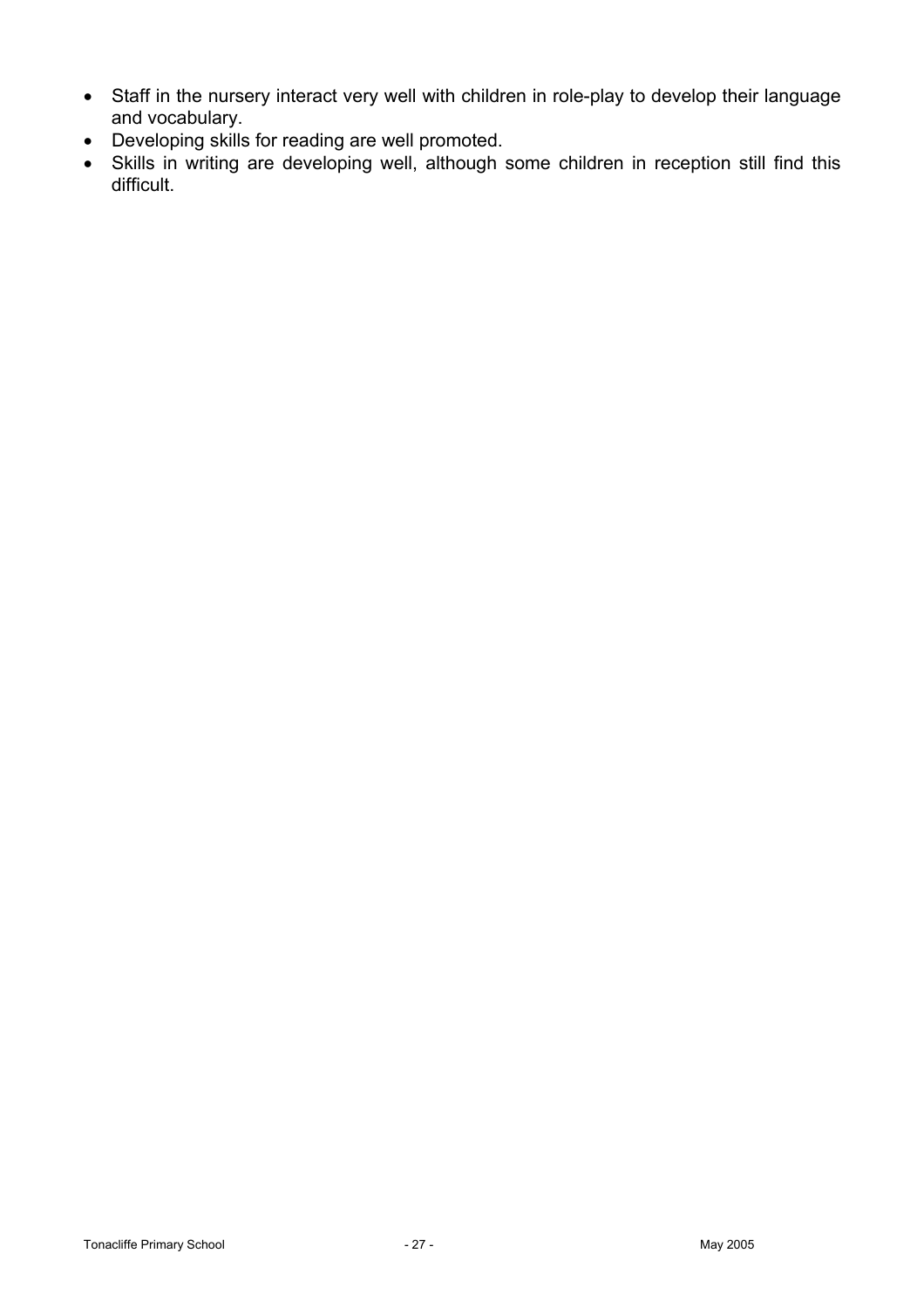- Staff in the nursery interact very well with children in role-play to develop their language and vocabulary.
- Developing skills for reading are well promoted.
- Skills in writing are developing well, although some children in reception still find this difficult.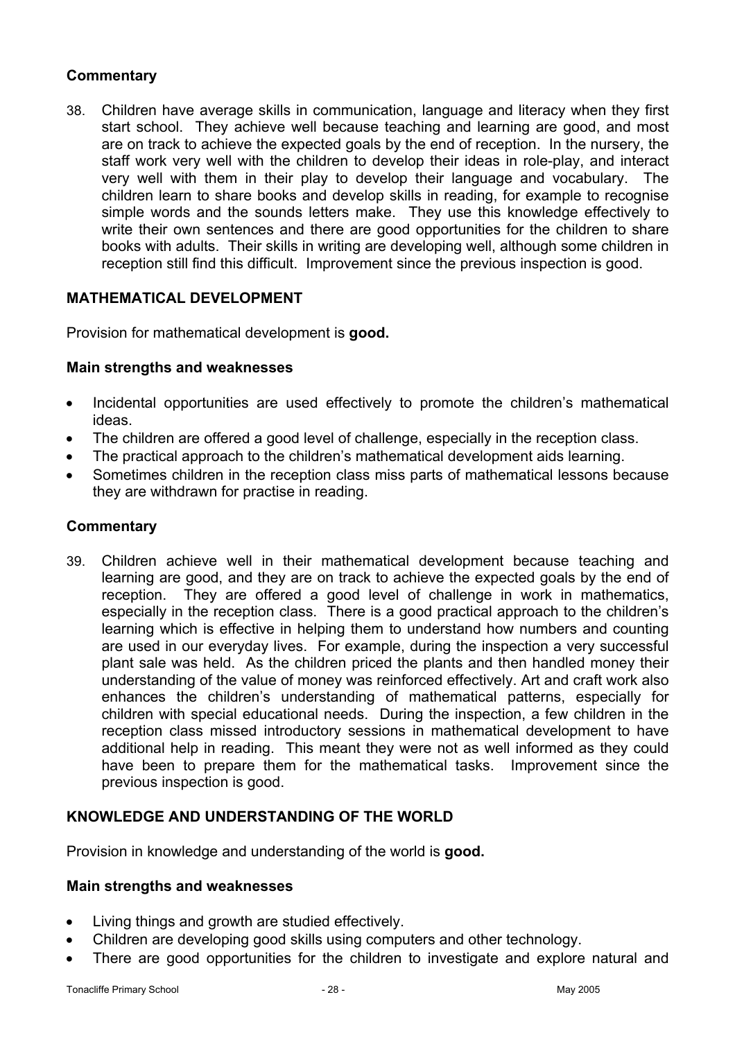### Commentary

38. Children have average skills in communication, language and literacy when they first start school. They achieve well because teaching and learning are good, and most are on track to achieve the expected goals by the end of reception. In the nursery, the staff work very well with the children to develop their ideas in role-play, and interact very well with them in their play to develop their language and vocabulary. The children learn to share books and develop skills in reading, for example to recognise simple words and the sounds letters make. They use this knowledge effectively to write their own sentences and there are good opportunities for the children to share books with adults. Their skills in writing are developing well, although some children in reception still find this difficult. Improvement since the previous inspection is good.

## MATHEMATICAL DEVELOPMENT

Provision for mathematical development is **good.**

### Main strengths and weaknesses

- Incidental opportunities are used effectively to promote the children's mathematical ideas.
- The children are offered a good level of challenge, especially in the reception class.
- The practical approach to the children's mathematical development aids learning.
- Sometimes children in the reception class miss parts of mathematical lessons because they are withdrawn for practise in reading.

### Commentary

39. Children achieve well in their mathematical development because teaching and learning are good, and they are on track to achieve the expected goals by the end of reception. They are offered a good level of challenge in work in mathematics, especially in the reception class. There is a good practical approach to the children's learning which is effective in helping them to understand how numbers and counting are used in our everyday lives. For example, during the inspection a very successful plant sale was held. As the children priced the plants and then handled money their understanding of the value of money was reinforced effectively. Art and craft work also enhances the children's understanding of mathematical patterns, especially for children with special educational needs. During the inspection, a few children in the reception class missed introductory sessions in mathematical development to have additional help in reading. This meant they were not as well informed as they could have been to prepare them for the mathematical tasks. Improvement since the previous inspection is good.

## KNOWLEDGE AND UNDERSTANDING OF THE WORLD

Provision in knowledge and understanding of the world is **good.**

### Main strengths and weaknesses

- Living things and growth are studied effectively.
- Children are developing good skills using computers and other technology.
- There are good opportunities for the children to investigate and explore natural and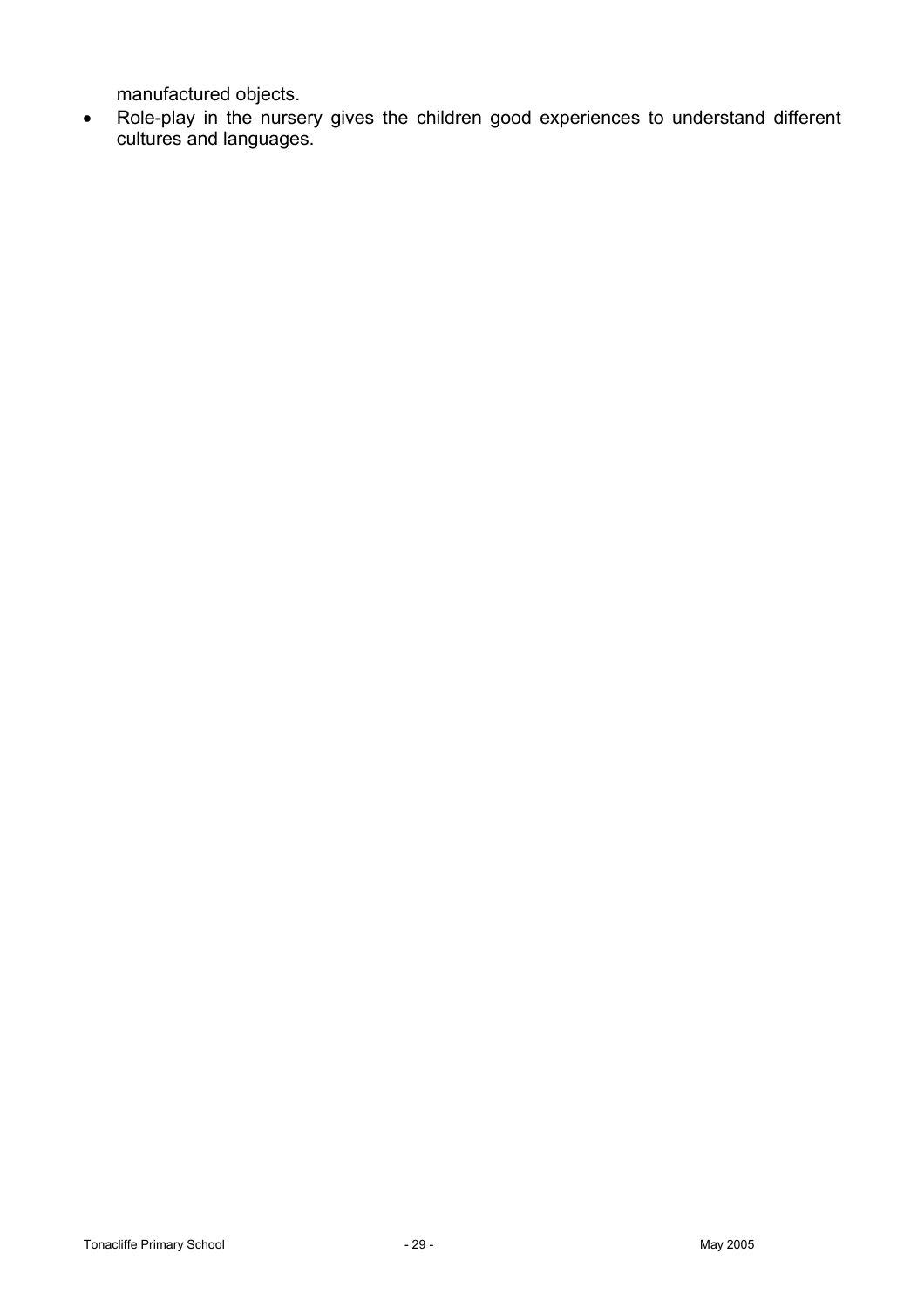manufactured objects.

- Role-play in the nursery gives the children good experiences to understand different cultures and languages.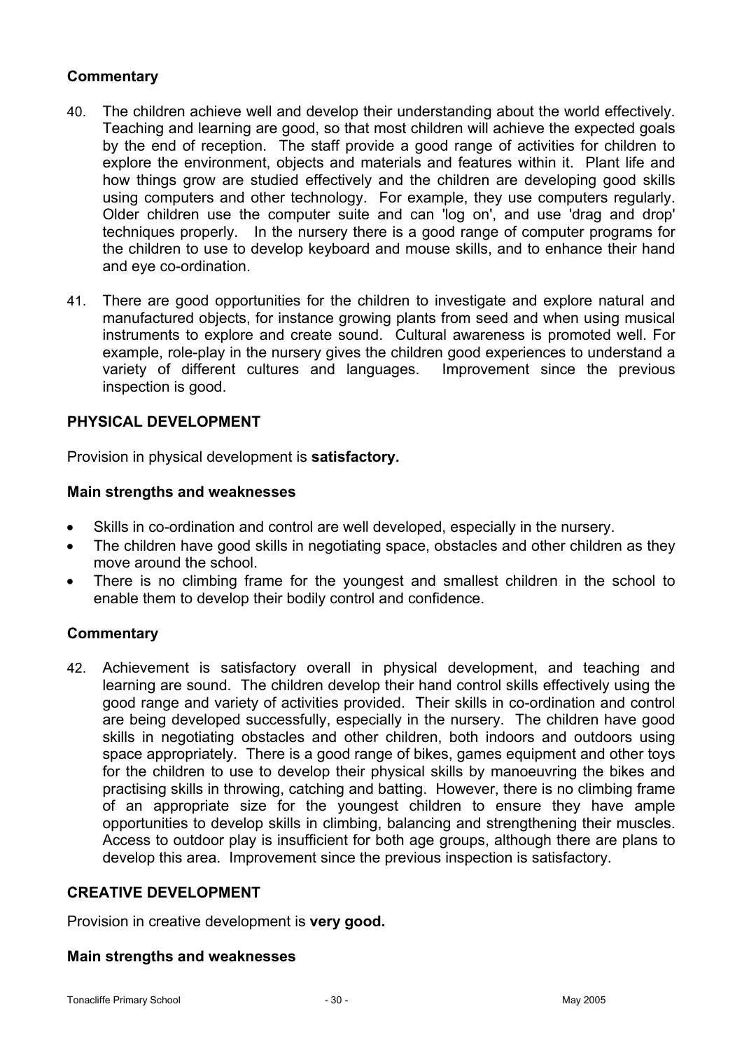### Commentary

40. The children achieve well and develop their understanding about the world effectively. Teaching and learning are good, so that most children will achieve the expected goals by the end of reception. The staff provide a good range of activities for children to explore the environment, objects and materials and features within it. Plant life and how things grow are studied effectively and the children are developing good skills using computers and other technology. For example, they use computers regularly. Older children use the computer suite and can 'log on', and use 'drag and drop' techniques properly. In the nursery there is a good range of computer programs for the children to use to develop keyboard and mouse skills, and to enhance their hand and eye co-ordination.

41. There are good opportunities for the children to investigate and explore natural and manufactured objects, for instance growing plants from seed and when using musical instruments to explore and create sound. Cultural awareness is promoted well. For example, role-play in the nursery gives the children good experiences to understand a variety of different cultures and languages. Improvement since the previous inspection is good.

## PHYSICAL DEVELOPMENT

Provision in physical development is **satisfactory.**

### Main strengths and weaknesses

- Skills in co-ordination and control are well developed, especially in the nursery.
- The children have good skills in negotiating space, obstacles and other children as they move around the school.
- There is no climbing frame for the youngest and smallest children in the school to enable them to develop their bodily control and confidence.

### Commentary

42. Achievement is satisfactory overall in physical development, and teaching and learning are sound. The children develop their hand control skills effectively using the good range and variety of activities provided. Their skills in co-ordination and control are being developed successfully, especially in the nursery. The children have good skills in negotiating obstacles and other children, both indoors and outdoors using space appropriately. There is a good range of bikes, games equipment and other toys for the children to use to develop their physical skills by manoeuvring the bikes and practising skills in throwing, catching and batting. However, there is no climbing frame of an appropriate size for the youngest children to ensure they have ample opportunities to develop skills in climbing, balancing and strengthening their muscles. Access to outdoor play is insufficient for both age groups, although there are plans to develop this area. Improvement since the previous inspection is satisfactory.

## CREATIVE DEVELOPMENT

Provision in creative development is **very good.**

### Main strengths and weaknesses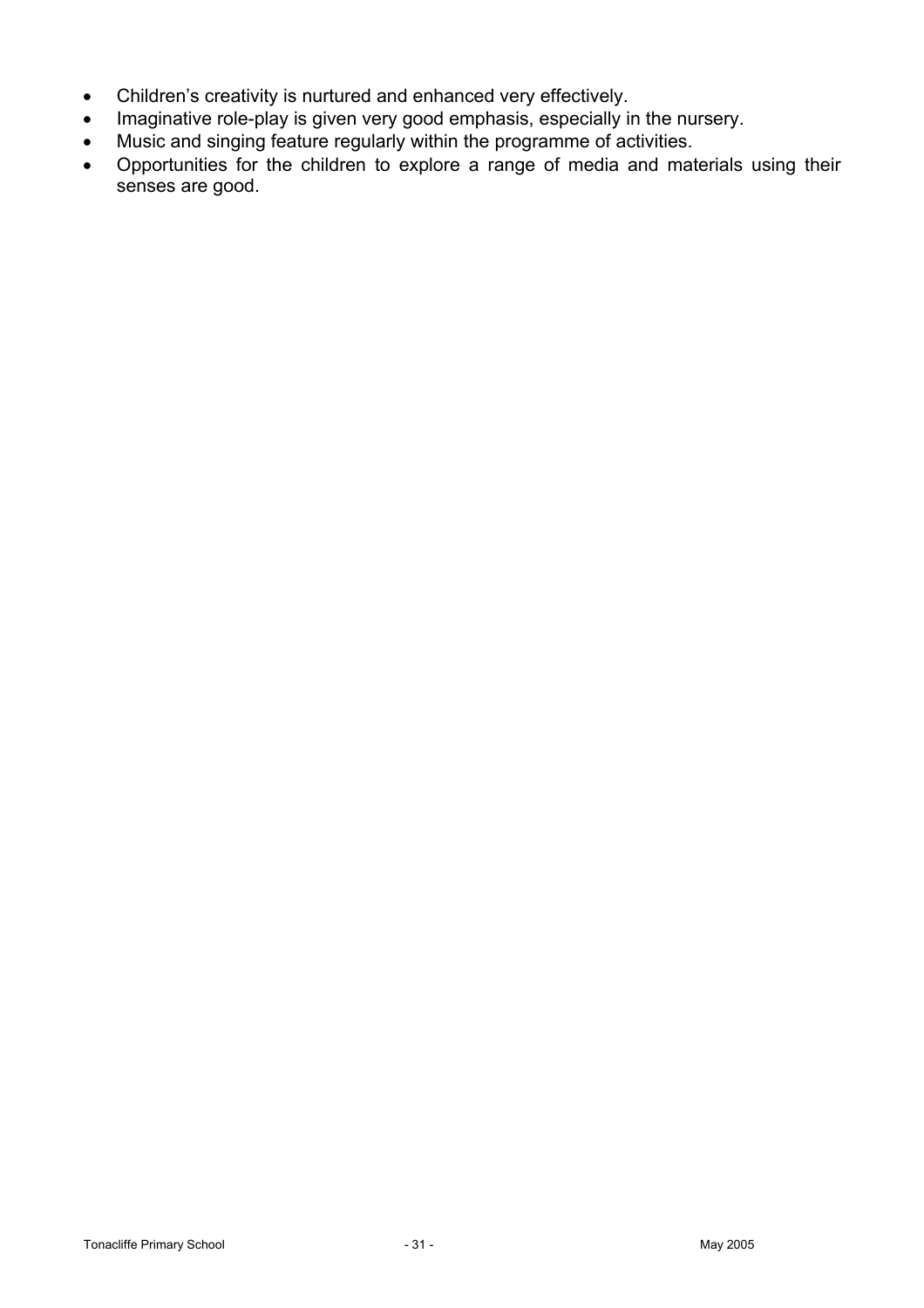- Children's creativity is nurtured and enhanced very effectively.
- Imaginative role-play is given very good emphasis, especially in the nursery.
- Music and singing feature regularly within the programme of activities.
- Opportunities for the children to explore a range of media and materials using their senses are good.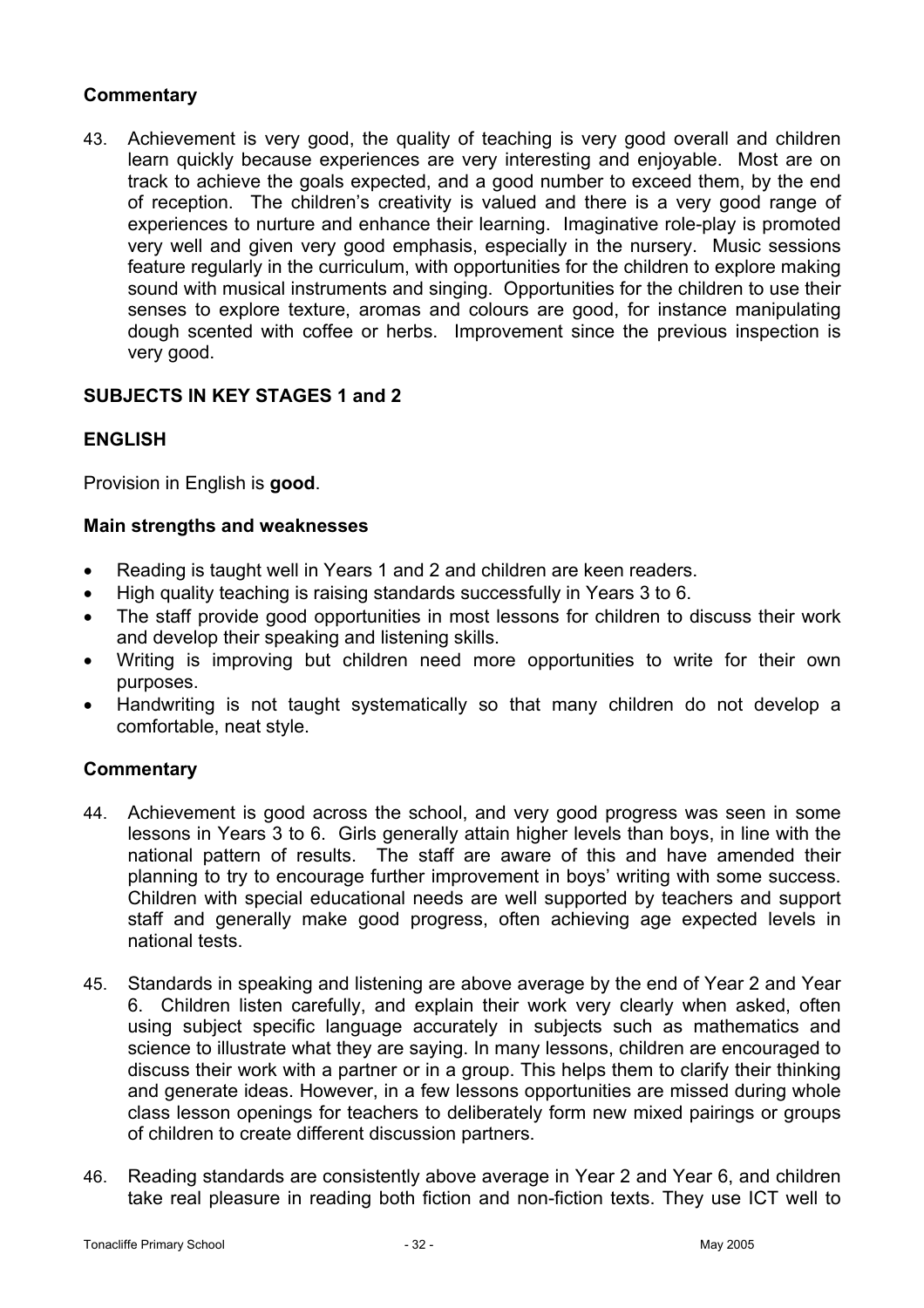### Commentary

43. Achievement is very good, the quality of teaching is very good overall and children learn quickly because experiences are very interesting and enjoyable. Most are on track to achieve the goals expected, and a good number to exceed them, by the end of reception. The children's creativity is valued and there is a very good range of experiences to nurture and enhance their learning. Imaginative role-play is promoted very well and given very good emphasis, especially in the nursery. Music sessions feature regularly in the curriculum, with opportunities for the children to explore making sound with musical instruments and singing. Opportunities for the children to use their senses to explore texture, aromas and colours are good, for instance manipulating dough scented with coffee or herbs. Improvement since the previous inspection is very good.

## SUBJECTS IN KEY STAGES 1 and 2

## ENGLISH

Provision in English is **good**.

### Main strengths and weaknesses

- Reading is taught well in Years 1 and 2 and children are keen readers.
- High quality teaching is raising standards successfully in Years 3 to 6.
- The staff provide good opportunities in most lessons for children to discuss their work and develop their speaking and listening skills.
- Writing is improving but children need more opportunities to write for their own purposes.
- Handwriting is not taught systematically so that many children do not develop a comfortable, neat style.

### Commentary

44. Achievement is good across the school, and very good progress was seen in some lessons in Years 3 to 6. Girls generally attain higher levels than boys, in line with the national pattern of results. The staff are aware of this and have amended their planning to try to encourage further improvement in boys' writing with some success. Children with special educational needs are well supported by teachers and support staff and generally make good progress, often achieving age expected levels in national tests.

45. Standards in speaking and listening are above average by the end of Year 2 and Year 6. Children listen carefully, and explain their work very clearly when asked, often using subject specific language accurately in subjects such as mathematics and science to illustrate what they are saying. In many lessons, children are encouraged to discuss their work with a partner or in a group. This helps them to clarify their thinking and generate ideas. However, in a few lessons opportunities are missed during whole class lesson openings for teachers to deliberately form new mixed pairings or groups of children to create different discussion partners.

46. Reading standards are consistently above average in Year 2 and Year 6, and children take real pleasure in reading both fiction and non-fiction texts. They use ICT well to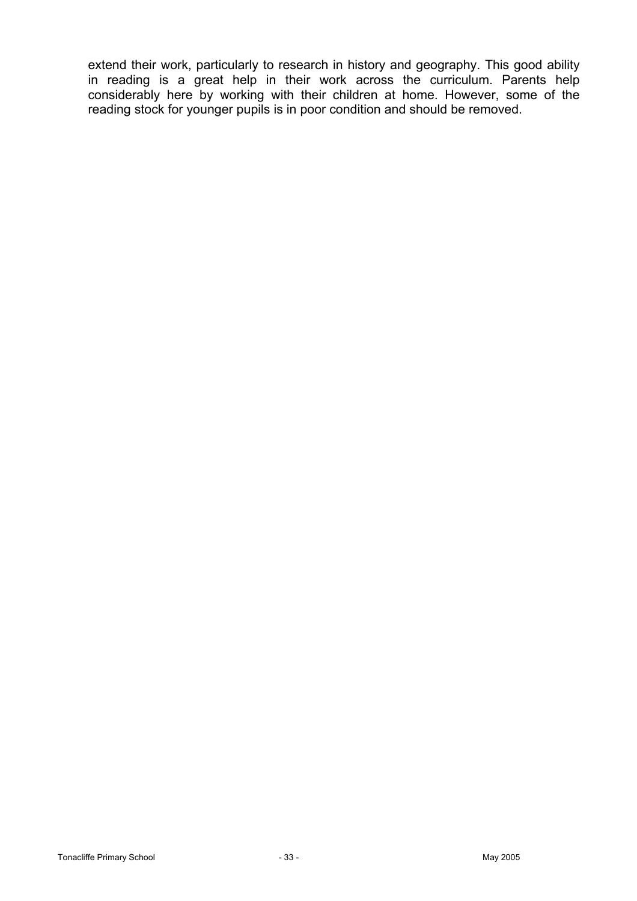extend their work, particularly to research in history and geography. This good ability in reading is a great help in their work across the curriculum. Parents help considerably here by working with their children at home. However, some of the reading stock for younger pupils is in poor condition and should be removed.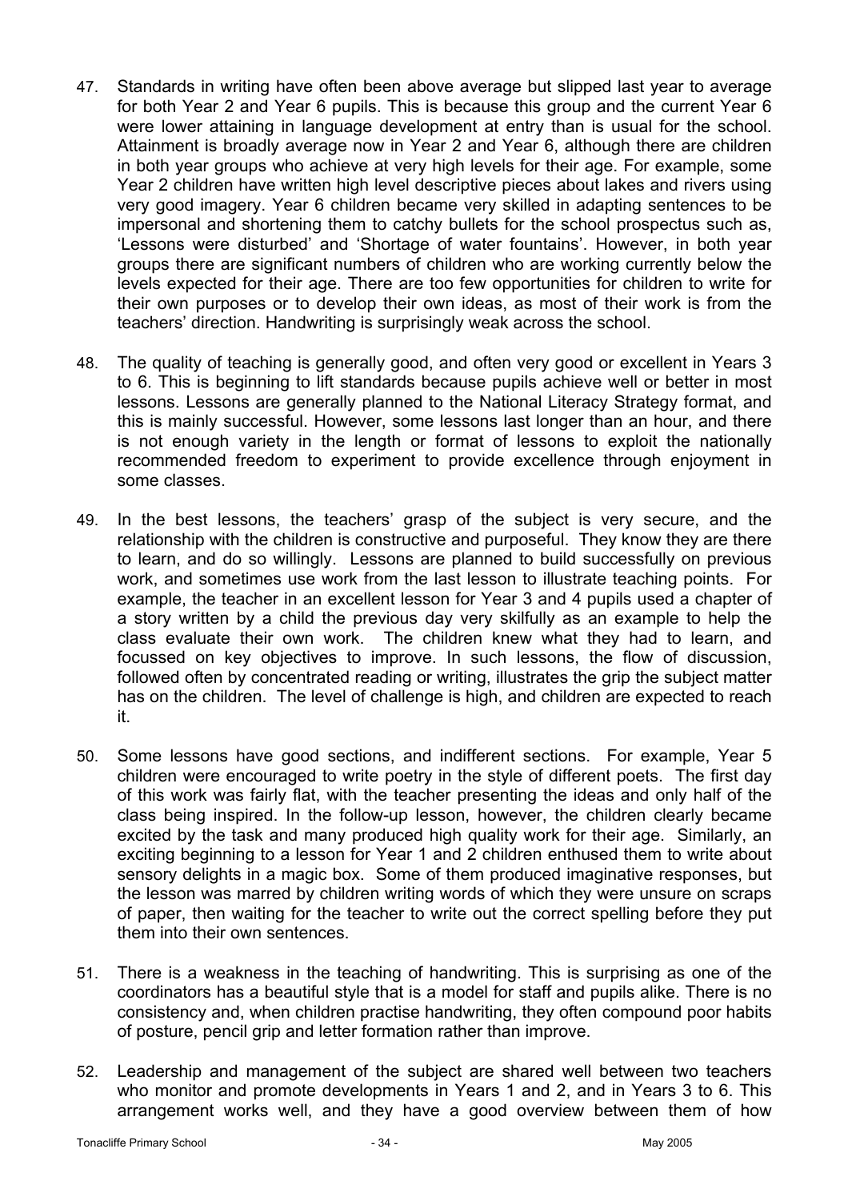47. Standards in writing have often been above average but slipped last year to average for both Year 2 and Year 6 pupils. This is because this group and the current Year 6 were lower attaining in language development at entry than is usual for the school. Attainment is broadly average now in Year 2 and Year 6, although there are children in both year groups who achieve at very high levels for their age. For example, some Year 2 children have written high level descriptive pieces about lakes and rivers using very good imagery. Year 6 children became very skilled in adapting sentences to be impersonal and shortening them to catchy bullets for the school prospectus such as, 'Lessons were disturbed' and 'Shortage of water fountains'. However, in both year groups there are significant numbers of children who are working currently below the levels expected for their age. There are too few opportunities for children to write for their own purposes or to develop their own ideas, as most of their work is from the teachers' direction. Handwriting is surprisingly weak across the school.

48. The quality of teaching is generally good, and often very good or excellent in Years 3 to 6. This is beginning to lift standards because pupils achieve well or better in most lessons. Lessons are generally planned to the National Literacy Strategy format, and this is mainly successful. However, some lessons last longer than an hour, and there is not enough variety in the length or format of lessons to exploit the nationally recommended freedom to experiment to provide excellence through enjoyment in some classes.

49. In the best lessons, the teachers' grasp of the subject is very secure, and the relationship with the children is constructive and purposeful. They know they are there to learn, and do so willingly. Lessons are planned to build successfully on previous work, and sometimes use work from the last lesson to illustrate teaching points. For example, the teacher in an excellent lesson for Year 3 and 4 pupils used a chapter of a story written by a child the previous day very skilfully as an example to help the class evaluate their own work. The children knew what they had to learn, and focussed on key objectives to improve. In such lessons, the flow of discussion, followed often by concentrated reading or writing, illustrates the grip the subject matter has on the children. The level of challenge is high, and children are expected to reach it.

50. Some lessons have good sections, and indifferent sections. For example, Year 5 children were encouraged to write poetry in the style of different poets. The first day of this work was fairly flat, with the teacher presenting the ideas and only half of the class being inspired. In the follow-up lesson, however, the children clearly became excited by the task and many produced high quality work for their age. Similarly, an exciting beginning to a lesson for Year 1 and 2 children enthused them to write about sensory delights in a magic box. Some of them produced imaginative responses, but the lesson was marred by children writing words of which they were unsure on scraps of paper, then waiting for the teacher to write out the correct spelling before they put them into their own sentences.

51. There is a weakness in the teaching of handwriting. This is surprising as one of the coordinators has a beautiful style that is a model for staff and pupils alike. There is no consistency and, when children practise handwriting, they often compound poor habits of posture, pencil grip and letter formation rather than improve.

52. Leadership and management of the subject are shared well between two teachers who monitor and promote developments in Years 1 and 2, and in Years 3 to 6. This arrangement works well, and they have a good overview between them of how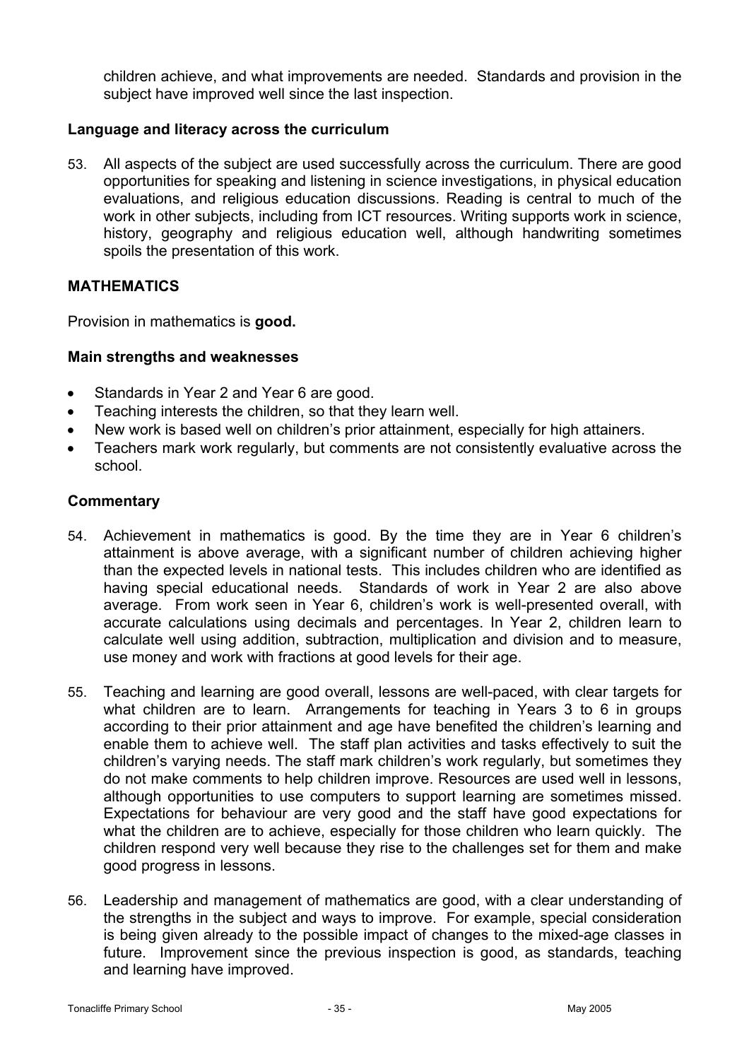children achieve, and what improvements are needed. Standards and provision in the subject have improved well since the last inspection.

### Language and literacy across the curriculum

53. All aspects of the subject are used successfully across the curriculum. There are good opportunities for speaking and listening in science investigations, in physical education evaluations, and religious education discussions. Reading is central to much of the work in other subjects, including from ICT resources. Writing supports work in science, history, geography and religious education well, although handwriting sometimes spoils the presentation of this work.

## MATHEMATICS

Provision in mathematics is **good.**

### Main strengths and weaknesses

- Standards in Year 2 and Year 6 are good.
- Teaching interests the children, so that they learn well.
- New work is based well on children's prior attainment, especially for high attainers.
- Teachers mark work regularly, but comments are not consistently evaluative across the school.

### Commentary

54. Achievement in mathematics is good. By the time they are in Year 6 children's attainment is above average, with a significant number of children achieving higher than the expected levels in national tests. This includes children who are identified as having special educational needs. Standards of work in Year 2 are also above average. From work seen in Year 6, children's work is well-presented overall, with accurate calculations using decimals and percentages. In Year 2, children learn to calculate well using addition, subtraction, multiplication and division and to measure, use money and work with fractions at good levels for their age.

55. Teaching and learning are good overall, lessons are well-paced, with clear targets for what children are to learn. Arrangements for teaching in Years 3 to 6 in groups according to their prior attainment and age have benefited the children's learning and enable them to achieve well. The staff plan activities and tasks effectively to suit the children's varying needs. The staff mark children's work regularly, but sometimes they do not make comments to help children improve. Resources are used well in lessons, although opportunities to use computers to support learning are sometimes missed. Expectations for behaviour are very good and the staff have good expectations for what the children are to achieve, especially for those children who learn quickly. The children respond very well because they rise to the challenges set for them and make good progress in lessons.

56. Leadership and management of mathematics are good, with a clear understanding of the strengths in the subject and ways to improve. For example, special consideration is being given already to the possible impact of changes to the mixed-age classes in future. Improvement since the previous inspection is good, as standards, teaching and learning have improved.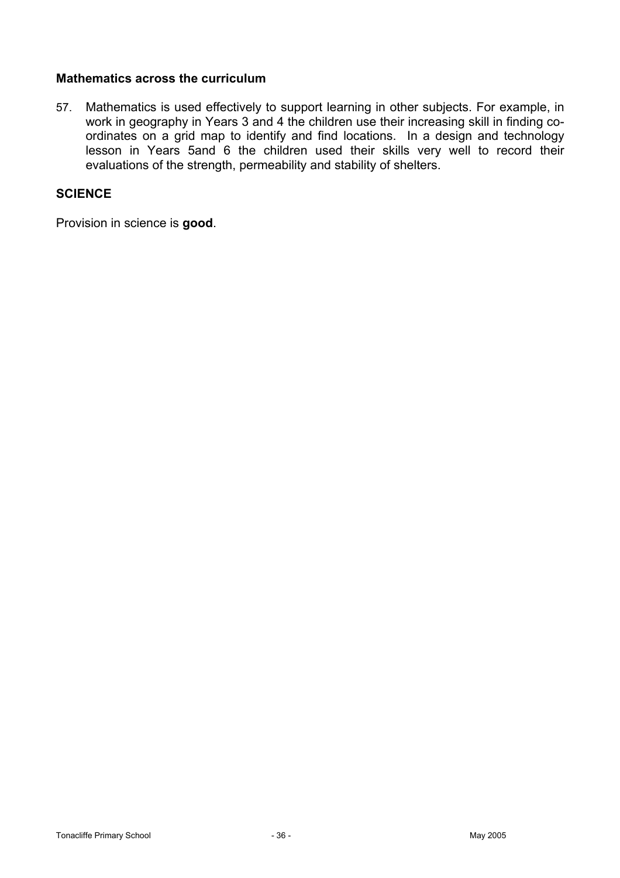### Mathematics across the curriculum

57. Mathematics is used effectively to support learning in other subjects. For example, in work in geography in Years 3 and 4 the children use their increasing skill in finding co-ordinates on a grid map to identify and find locations. In a design and technology lesson in Years 5and 6 the children used their skills very well to record their evaluations of the strength, permeability and stability of shelters.

## SCIENCE

Provision in science is **good**.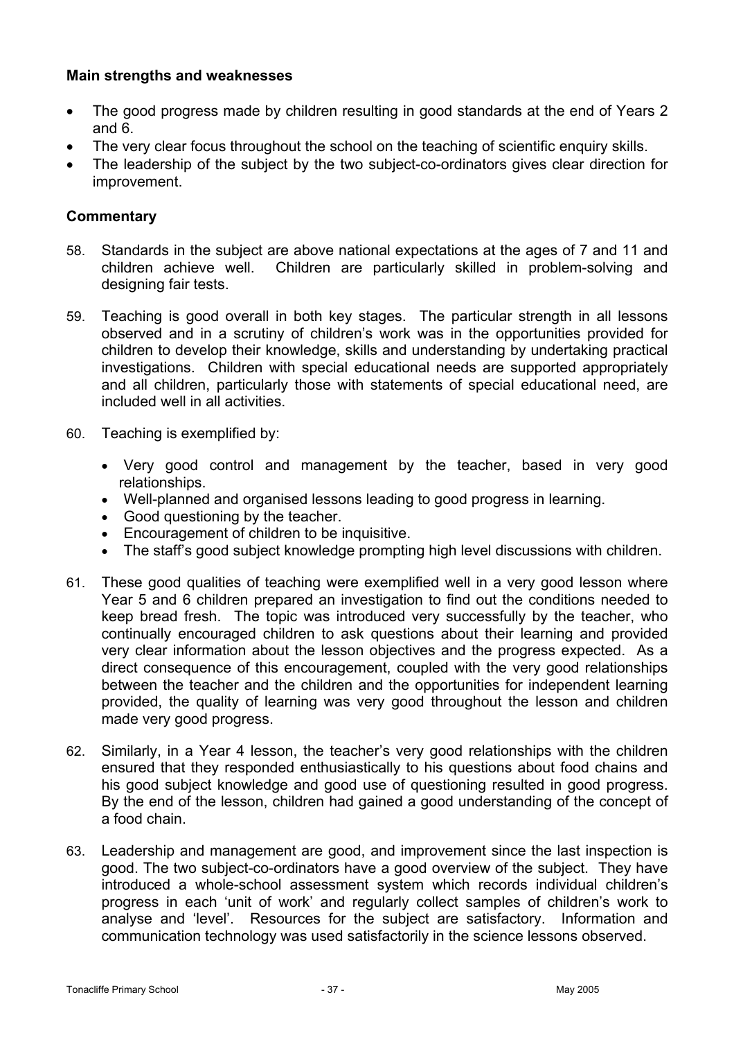### Main strengths and weaknesses

- The good progress made by children resulting in good standards at the end of Years 2 and 6.
- The very clear focus throughout the school on the teaching of scientific enquiry skills.
- The leadership of the subject by the two subject-co-ordinators gives clear direction for improvement.

### Commentary

58. Standards in the subject are above national expectations at the ages of 7 and 11 and children achieve well. Children are particularly skilled in problem-solving and designing fair tests.

59. Teaching is good overall in both key stages. The particular strength in all lessons observed and in a scrutiny of children's work was in the opportunities provided for children to develop their knowledge, skills and understanding by undertaking practical investigations. Children with special educational needs are supported appropriately and all children, particularly those with statements of special educational need, are included well in all activities.

60. Teaching is exemplified by:

    - Very good control and management by the teacher, based in very good relationships.
    - Well-planned and organised lessons leading to good progress in learning.
    - Good questioning by the teacher.
    - Encouragement of children to be inquisitive.
    - The staff's good subject knowledge prompting high level discussions with children.

61. These good qualities of teaching were exemplified well in a very good lesson where Year 5 and 6 children prepared an investigation to find out the conditions needed to keep bread fresh. The topic was introduced very successfully by the teacher, who continually encouraged children to ask questions about their learning and provided very clear information about the lesson objectives and the progress expected. As a direct consequence of this encouragement, coupled with the very good relationships between the teacher and the children and the opportunities for independent learning provided, the quality of learning was very good throughout the lesson and children made very good progress.

62. Similarly, in a Year 4 lesson, the teacher's very good relationships with the children ensured that they responded enthusiastically to his questions about food chains and his good subject knowledge and good use of questioning resulted in good progress. By the end of the lesson, children had gained a good understanding of the concept of a food chain.

63. Leadership and management are good, and improvement since the last inspection is good. The two subject-co-ordinators have a good overview of the subject. They have introduced a whole-school assessment system which records individual children's progress in each 'unit of work' and regularly collect samples of children's work to analyse and 'level'. Resources for the subject are satisfactory. Information and communication technology was used satisfactorily in the science lessons observed.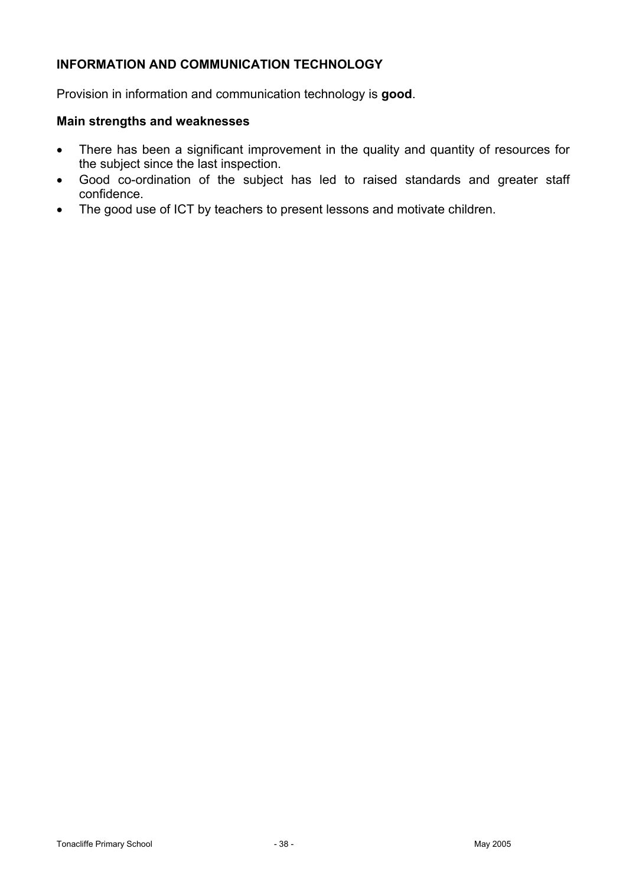### INFORMATION AND COMMUNICATION TECHNOLOGY

Provision in information and communication technology is **good**.

#### Main strengths and weaknesses

- There has been a significant improvement in the quality and quantity of resources for the subject since the last inspection.
- Good co-ordination of the subject has led to raised standards and greater staff confidence.
- The good use of ICT by teachers to present lessons and motivate children.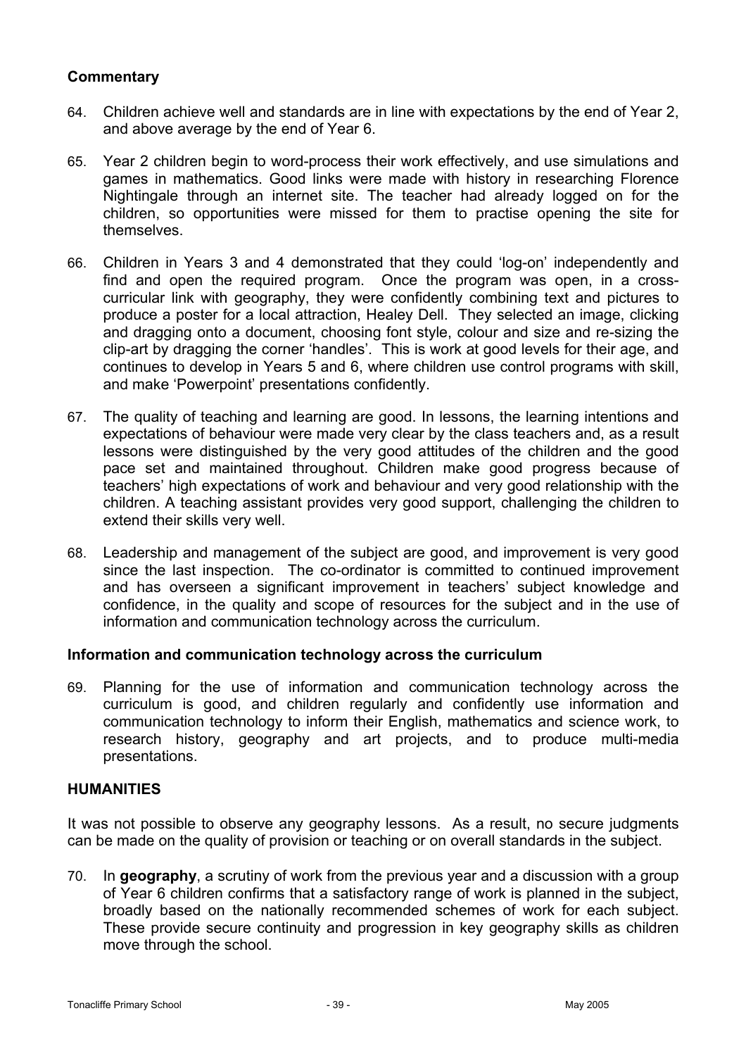### Commentary

64. Children achieve well and standards are in line with expectations by the end of Year 2, and above average by the end of Year 6.

65. Year 2 children begin to word-process their work effectively, and use simulations and games in mathematics. Good links were made with history in researching Florence Nightingale through an internet site. The teacher had already logged on for the children, so opportunities were missed for them to practise opening the site for themselves.

66. Children in Years 3 and 4 demonstrated that they could 'log-on' independently and find and open the required program. Once the program was open, in a cross-curricular link with geography, they were confidently combining text and pictures to produce a poster for a local attraction, Healey Dell. They selected an image, clicking and dragging onto a document, choosing font style, colour and size and re-sizing the clip-art by dragging the corner 'handles'. This is work at good levels for their age, and continues to develop in Years 5 and 6, where children use control programs with skill, and make 'Powerpoint' presentations confidently.

67. The quality of teaching and learning are good. In lessons, the learning intentions and expectations of behaviour were made very clear by the class teachers and, as a result lessons were distinguished by the very good attitudes of the children and the good pace set and maintained throughout. Children make good progress because of teachers' high expectations of work and behaviour and very good relationship with the children. A teaching assistant provides very good support, challenging the children to extend their skills very well.

68. Leadership and management of the subject are good, and improvement is very good since the last inspection. The co-ordinator is committed to continued improvement and has overseen a significant improvement in teachers' subject knowledge and confidence, in the quality and scope of resources for the subject and in the use of information and communication technology across the curriculum.

### Information and communication technology across the curriculum

69. Planning for the use of information and communication technology across the curriculum is good, and children regularly and confidently use information and communication technology to inform their English, mathematics and science work, to research history, geography and art projects, and to produce multi-media presentations.

## HUMANITIES

It was not possible to observe any geography lessons. As a result, no secure judgments can be made on the quality of provision or teaching or on overall standards in the subject.

70. In **geography**, a scrutiny of work from the previous year and a discussion with a group of Year 6 children confirms that a satisfactory range of work is planned in the subject, broadly based on the nationally recommended schemes of work for each subject. These provide secure continuity and progression in key geography skills as children move through the school.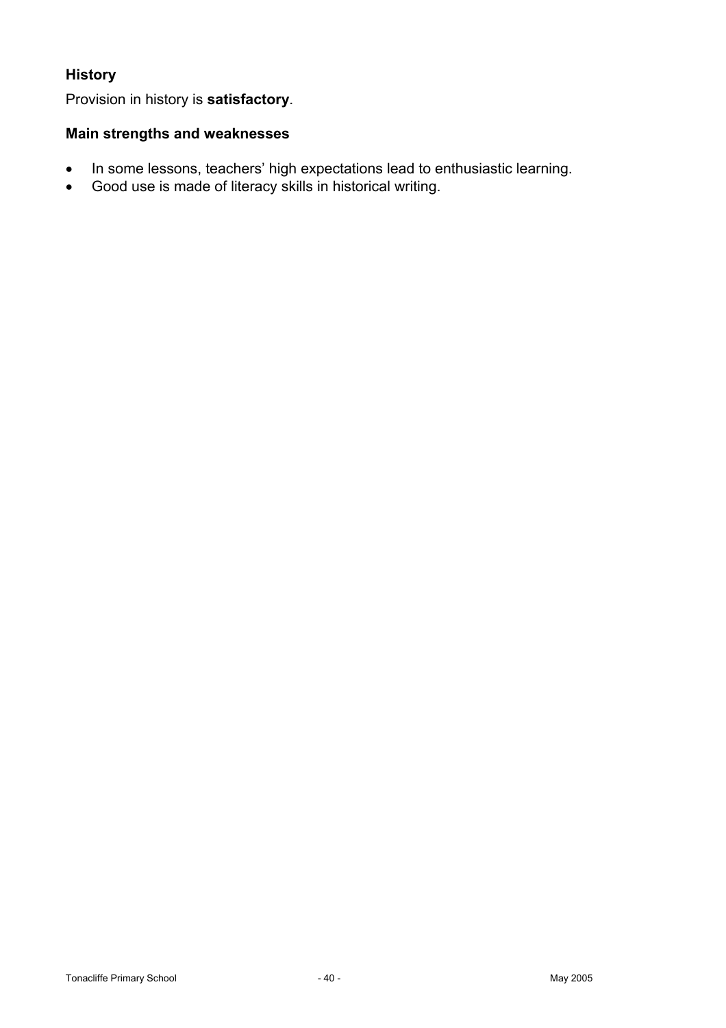## History

Provision in history is **satisfactory**.

### Main strengths and weaknesses

- In some lessons, teachers' high expectations lead to enthusiastic learning.
- Good use is made of literacy skills in historical writing.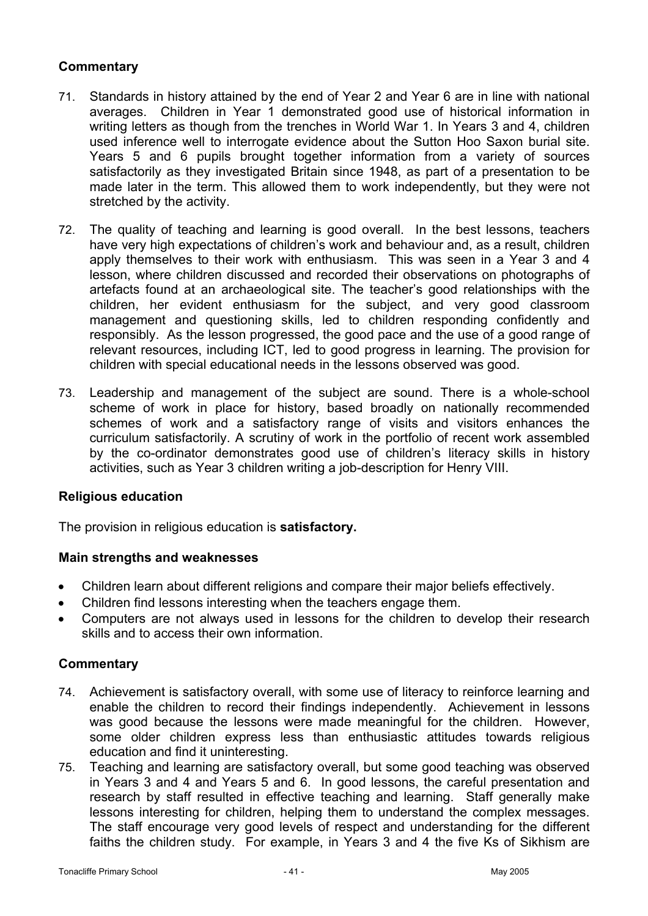### Commentary

71. Standards in history attained by the end of Year 2 and Year 6 are in line with national averages. Children in Year 1 demonstrated good use of historical information in writing letters as though from the trenches in World War 1. In Years 3 and 4, children used inference well to interrogate evidence about the Sutton Hoo Saxon burial site. Years 5 and 6 pupils brought together information from a variety of sources satisfactorily as they investigated Britain since 1948, as part of a presentation to be made later in the term. This allowed them to work independently, but they were not stretched by the activity.

72. The quality of teaching and learning is good overall. In the best lessons, teachers have very high expectations of children's work and behaviour and, as a result, children apply themselves to their work with enthusiasm. This was seen in a Year 3 and 4 lesson, where children discussed and recorded their observations on photographs of artefacts found at an archaeological site. The teacher's good relationships with the children, her evident enthusiasm for the subject, and very good classroom management and questioning skills, led to children responding confidently and responsibly. As the lesson progressed, the good pace and the use of a good range of relevant resources, including ICT, led to good progress in learning. The provision for children with special educational needs in the lessons observed was good.

73. Leadership and management of the subject are sound. There is a whole-school scheme of work in place for history, based broadly on nationally recommended schemes of work and a satisfactory range of visits and visitors enhances the curriculum satisfactorily. A scrutiny of work in the portfolio of recent work assembled by the co-ordinator demonstrates good use of children's literacy skills in history activities, such as Year 3 children writing a job-description for Henry VIII.

### Religious education

The provision in religious education is **satisfactory.**

### Main strengths and weaknesses

- Children learn about different religions and compare their major beliefs effectively.
- Children find lessons interesting when the teachers engage them.
- Computers are not always used in lessons for the children to develop their research skills and to access their own information.

### Commentary

74. Achievement is satisfactory overall, with some use of literacy to reinforce learning and enable the children to record their findings independently. Achievement in lessons was good because the lessons were made meaningful for the children. However, some older children express less than enthusiastic attitudes towards religious education and find it uninteresting.

75. Teaching and learning are satisfactory overall, but some good teaching was observed in Years 3 and 4 and Years 5 and 6. In good lessons, the careful presentation and research by staff resulted in effective teaching and learning. Staff generally make lessons interesting for children, helping them to understand the complex messages. The staff encourage very good levels of respect and understanding for the different faiths the children study. For example, in Years 3 and 4 the five Ks of Sikhism are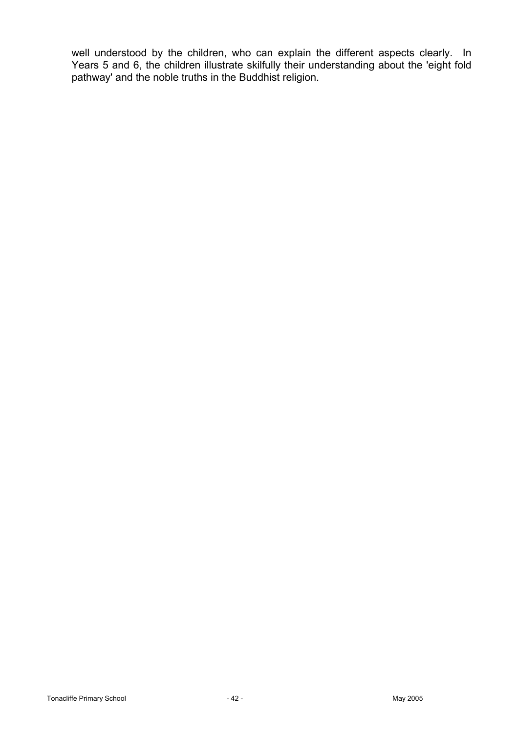well understood by the children, who can explain the different aspects clearly. In Years 5 and 6, the children illustrate skilfully their understanding about the 'eight fold pathway' and the noble truths in the Buddhist religion.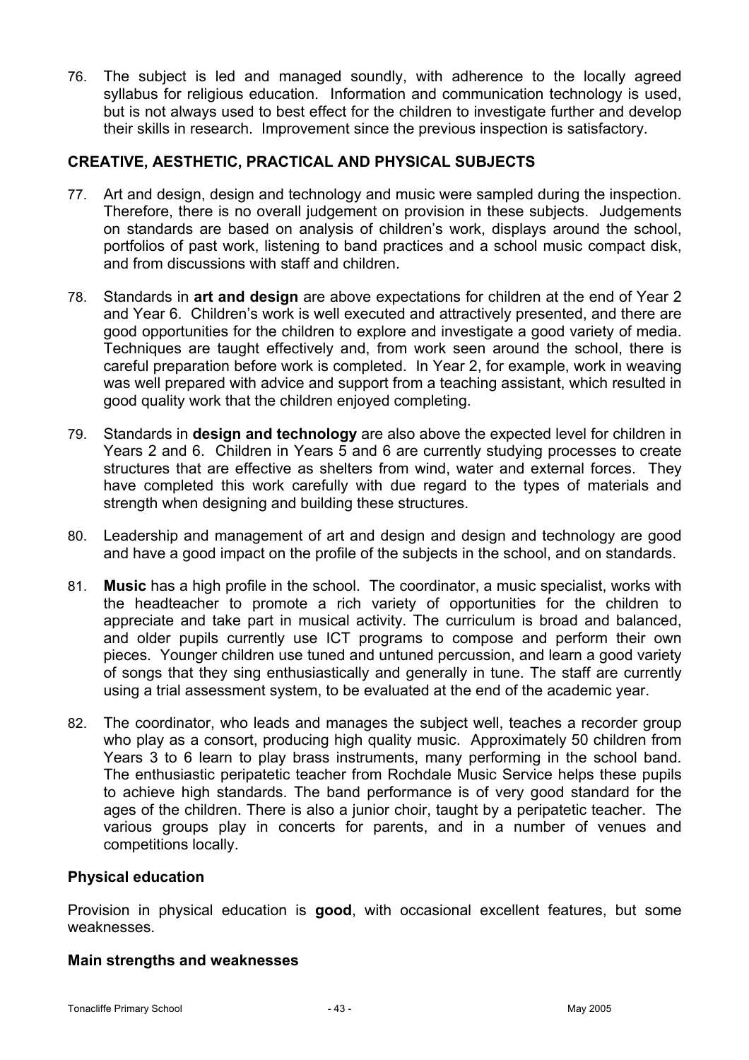76. The subject is led and managed soundly, with adherence to the locally agreed syllabus for religious education. Information and communication technology is used, but is not always used to best effect for the children to investigate further and develop their skills in research. Improvement since the previous inspection is satisfactory.

## CREATIVE, AESTHETIC, PRACTICAL AND PHYSICAL SUBJECTS

77. Art and design, design and technology and music were sampled during the inspection. Therefore, there is no overall judgement on provision in these subjects. Judgements on standards are based on analysis of children's work, displays around the school, portfolios of past work, listening to band practices and a school music compact disk, and from discussions with staff and children.

78. Standards in **art and design** are above expectations for children at the end of Year 2 and Year 6. Children's work is well executed and attractively presented, and there are good opportunities for the children to explore and investigate a good variety of media. Techniques are taught effectively and, from work seen around the school, there is careful preparation before work is completed. In Year 2, for example, work in weaving was well prepared with advice and support from a teaching assistant, which resulted in good quality work that the children enjoyed completing.

79. Standards in **design and technology** are also above the expected level for children in Years 2 and 6. Children in Years 5 and 6 are currently studying processes to create structures that are effective as shelters from wind, water and external forces. They have completed this work carefully with due regard to the types of materials and strength when designing and building these structures.

80. Leadership and management of art and design and design and technology are good and have a good impact on the profile of the subjects in the school, and on standards.

81. **Music** has a high profile in the school. The coordinator, a music specialist, works with the headteacher to promote a rich variety of opportunities for the children to appreciate and take part in musical activity. The curriculum is broad and balanced, and older pupils currently use ICT programs to compose and perform their own pieces. Younger children use tuned and untuned percussion, and learn a good variety of songs that they sing enthusiastically and generally in tune. The staff are currently using a trial assessment system, to be evaluated at the end of the academic year.

82. The coordinator, who leads and manages the subject well, teaches a recorder group who play as a consort, producing high quality music. Approximately 50 children from Years 3 to 6 learn to play brass instruments, many performing in the school band. The enthusiastic peripatetic teacher from Rochdale Music Service helps these pupils to achieve high standards. The band performance is of very good standard for the ages of the children. There is also a junior choir, taught by a peripatetic teacher. The various groups play in concerts for parents, and in a number of venues and competitions locally.

### Physical education

Provision in physical education is **good**, with occasional excellent features, but some weaknesses.

### Main strengths and weaknesses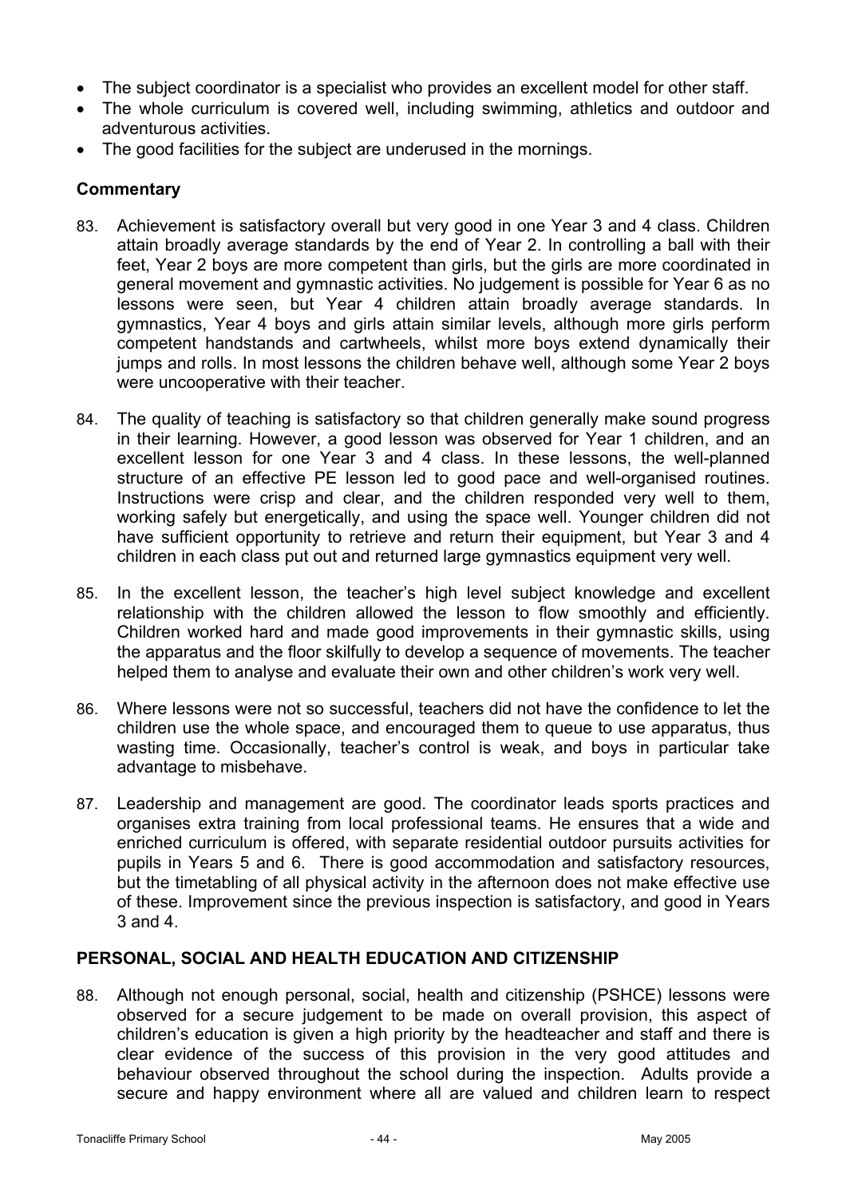- The subject coordinator is a specialist who provides an excellent model for other staff.
- The whole curriculum is covered well, including swimming, athletics and outdoor and adventurous activities.
- The good facilities for the subject are underused in the mornings.

## Commentary

83. Achievement is satisfactory overall but very good in one Year 3 and 4 class. Children attain broadly average standards by the end of Year 2. In controlling a ball with their feet, Year 2 boys are more competent than girls, but the girls are more coordinated in general movement and gymnastic activities. No judgement is possible for Year 6 as no lessons were seen, but Year 4 children attain broadly average standards. In gymnastics, Year 4 boys and girls attain similar levels, although more girls perform competent handstands and cartwheels, whilst more boys extend dynamically their jumps and rolls. In most lessons the children behave well, although some Year 2 boys were uncooperative with their teacher.

84. The quality of teaching is satisfactory so that children generally make sound progress in their learning. However, a good lesson was observed for Year 1 children, and an excellent lesson for one Year 3 and 4 class. In these lessons, the well-planned structure of an effective PE lesson led to good pace and well-organised routines. Instructions were crisp and clear, and the children responded very well to them, working safely but energetically, and using the space well. Younger children did not have sufficient opportunity to retrieve and return their equipment, but Year 3 and 4 children in each class put out and returned large gymnastics equipment very well.

85. In the excellent lesson, the teacher's high level subject knowledge and excellent relationship with the children allowed the lesson to flow smoothly and efficiently. Children worked hard and made good improvements in their gymnastic skills, using the apparatus and the floor skilfully to develop a sequence of movements. The teacher helped them to analyse and evaluate their own and other children's work very well.

86. Where lessons were not so successful, teachers did not have the confidence to let the children use the whole space, and encouraged them to queue to use apparatus, thus wasting time. Occasionally, teacher's control is weak, and boys in particular take advantage to misbehave.

87. Leadership and management are good. The coordinator leads sports practices and organises extra training from local professional teams. He ensures that a wide and enriched curriculum is offered, with separate residential outdoor pursuits activities for pupils in Years 5 and 6. There is good accommodation and satisfactory resources, but the timetabling of all physical activity in the afternoon does not make effective use of these. Improvement since the previous inspection is satisfactory, and good in Years 3 and 4.

## PERSONAL, SOCIAL AND HEALTH EDUCATION AND CITIZENSHIP

88. Although not enough personal, social, health and citizenship (PSHCE) lessons were observed for a secure judgement to be made on overall provision, this aspect of children's education is given a high priority by the headteacher and staff and there is clear evidence of the success of this provision in the very good attitudes and behaviour observed throughout the school during the inspection. Adults provide a secure and happy environment where all are valued and children learn to respect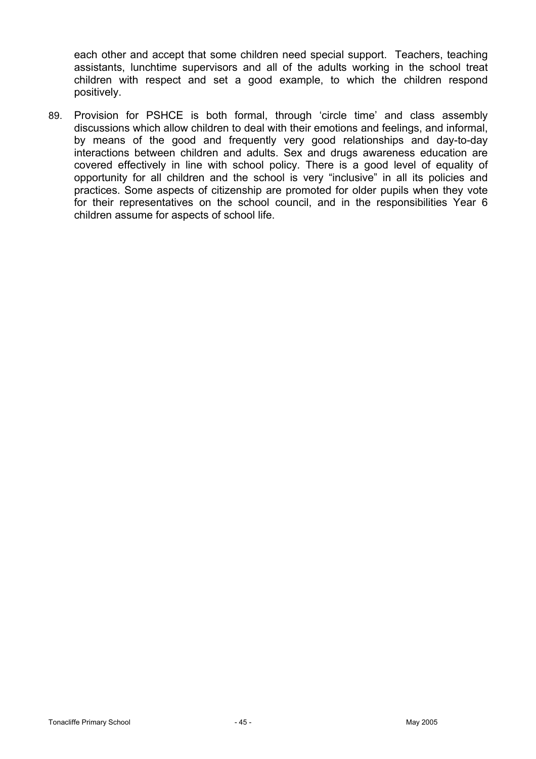each other and accept that some children need special support. Teachers, teaching assistants, lunchtime supervisors and all of the adults working in the school treat children with respect and set a good example, to which the children respond positively.

89. Provision for PSHCE is both formal, through 'circle time' and class assembly discussions which allow children to deal with their emotions and feelings, and informal, by means of the good and frequently very good relationships and day-to-day interactions between children and adults. Sex and drugs awareness education are covered effectively in line with school policy. There is a good level of equality of opportunity for all children and the school is very "inclusive" in all its policies and practices. Some aspects of citizenship are promoted for older pupils when they vote for their representatives on the school council, and in the responsibilities Year 6 children assume for aspects of school life.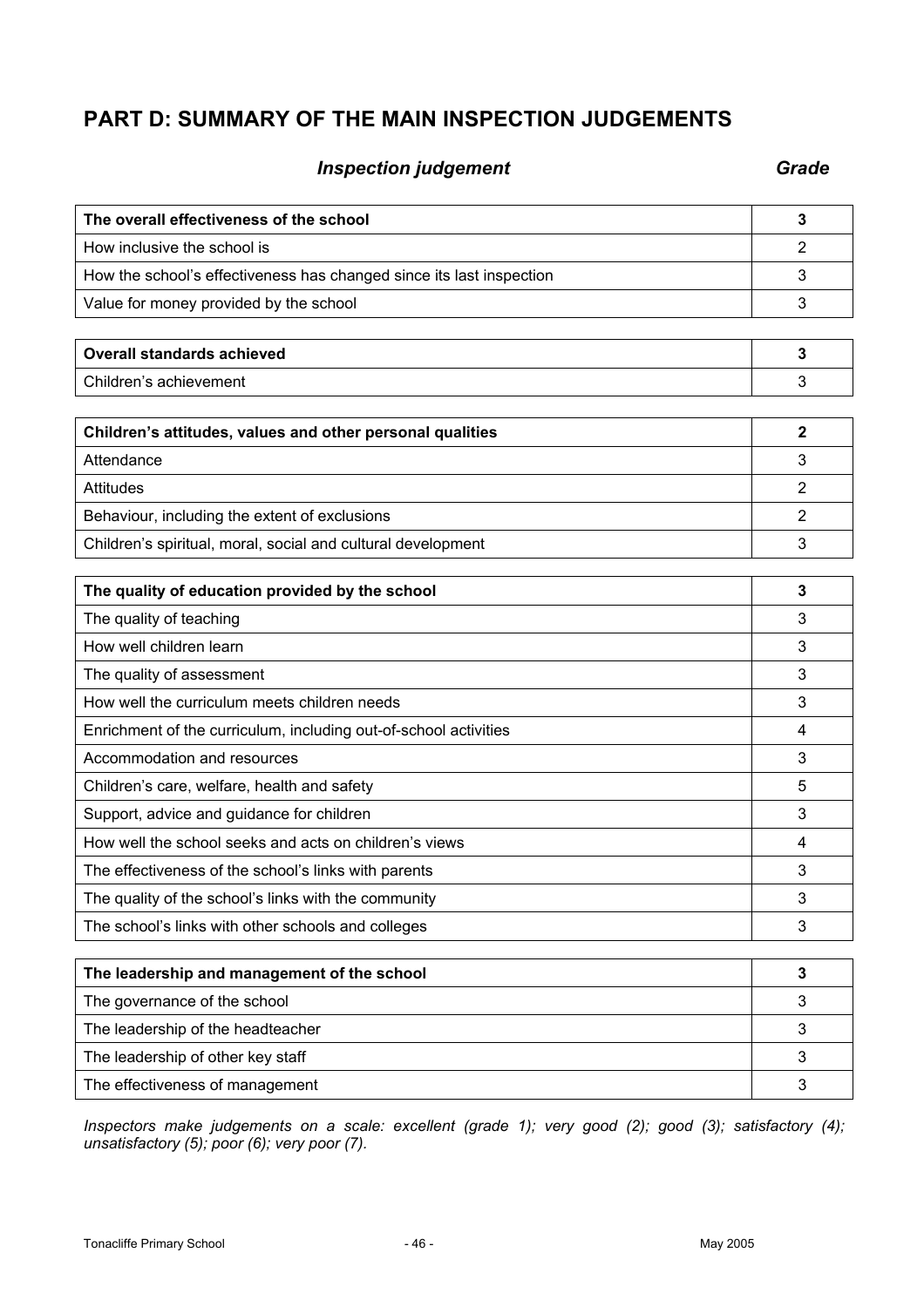# PART D: SUMMARY OF THE MAIN INSPECTION JUDGEMENTS

| *Inspection judgement* | *Grade* |
|---|---|
| **The overall effectiveness of the school** | **3** |
| How inclusive the school is | 2 |
| How the school's effectiveness has changed since its last inspection | 3 |
| Value for money provided by the school | 3 |
| **Overall standards achieved** | **3** |
| Children's achievement | 3 |
| **Children's attitudes, values and other personal qualities** | **2** |
| Attendance | 3 |
| Attitudes | 2 |
| Behaviour, including the extent of exclusions | 2 |
| Children's spiritual, moral, social and cultural development | 3 |
| **The quality of education provided by the school** | **3** |
| The quality of teaching | 3 |
| How well children learn | 3 |
| The quality of assessment | 3 |
| How well the curriculum meets children needs | 3 |
| Enrichment of the curriculum, including out-of-school activities | 4 |
| Accommodation and resources | 3 |
| Children's care, welfare, health and safety | 5 |
| Support, advice and guidance for children | 3 |
| How well the school seeks and acts on children's views | 4 |
| The effectiveness of the school's links with parents | 3 |
| The quality of the school's links with the community | 3 |
| The school's links with other schools and colleges | 3 |
| **The leadership and management of the school** | **3** |
| The governance of the school | 3 |
| The leadership of the headteacher | 3 |
| The leadership of other key staff | 3 |
| The effectiveness of management | 3 |

*Inspectors make judgements on a scale: excellent (grade 1); very good (2); good (3); satisfactory (4); unsatisfactory (5); poor (6); very poor (7).*